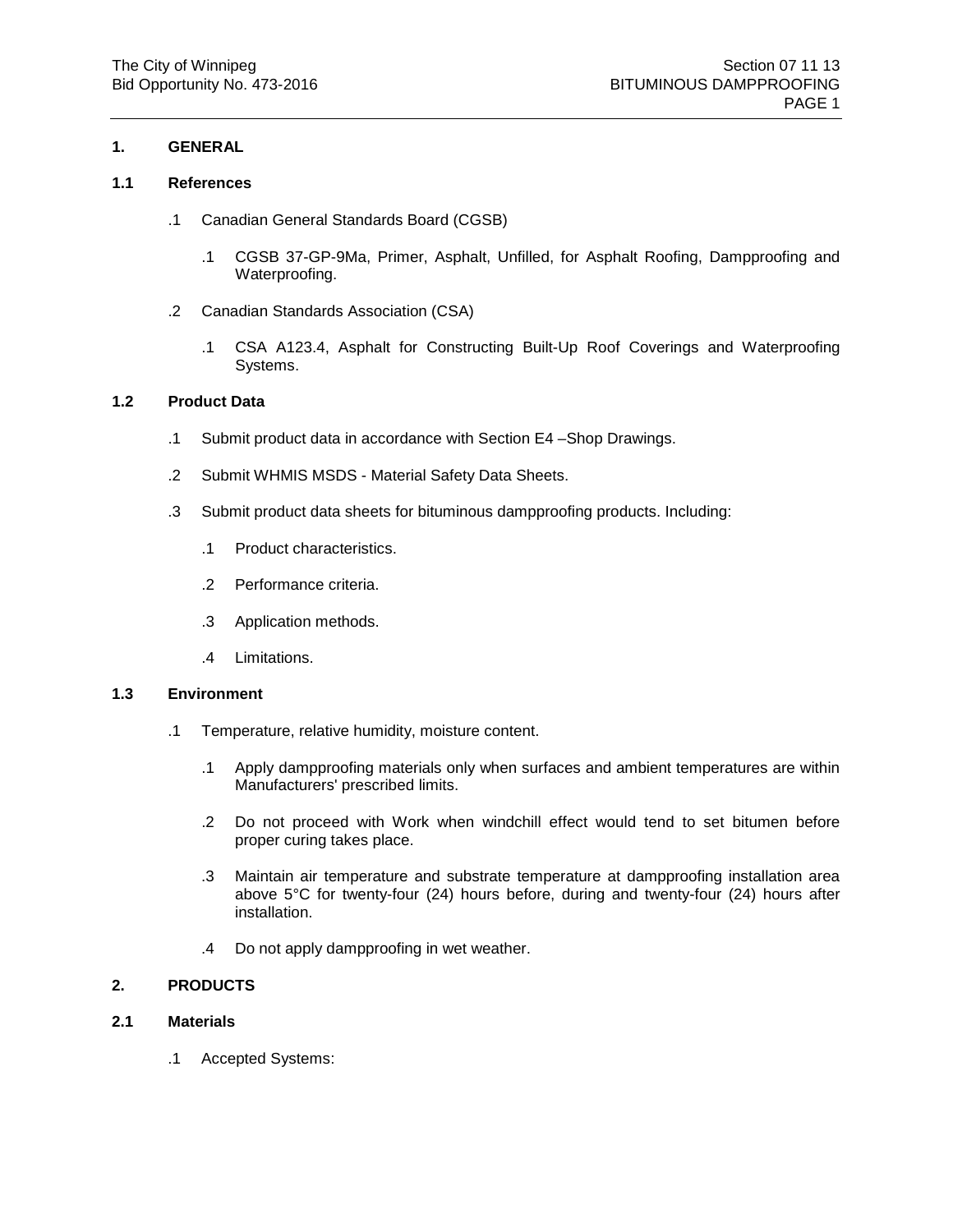## 1. GENERAL

### 1.1 References

.1 Canadian General Standards Board (CGSB)

.1 CGSB 37-GP-9Ma, Primer, Asphalt, Unfilled, for Asphalt Roofing, Dampproofing and Waterproofing.

.2 Canadian Standards Association (CSA)

.1 CSA A123.4, Asphalt for Constructing Built-Up Roof Coverings and Waterproofing Systems.

### 1.2 Product Data

.1 Submit product data in accordance with Section E4 –Shop Drawings.

.2 Submit WHMIS MSDS - Material Safety Data Sheets.

.3 Submit product data sheets for bituminous dampproofing products. Including:

.1 Product characteristics.

.2 Performance criteria.

.3 Application methods.

.4 Limitations.

### 1.3 Environment

.1 Temperature, relative humidity, moisture content.

.1 Apply dampproofing materials only when surfaces and ambient temperatures are within Manufacturers' prescribed limits.

.2 Do not proceed with Work when windchill effect would tend to set bitumen before proper curing takes place.

.3 Maintain air temperature and substrate temperature at dampproofing installation area above 5°C for twenty-four (24) hours before, during and twenty-four (24) hours after installation.

.4 Do not apply dampproofing in wet weather.

## 2. PRODUCTS

### 2.1 Materials

.1 Accepted Systems: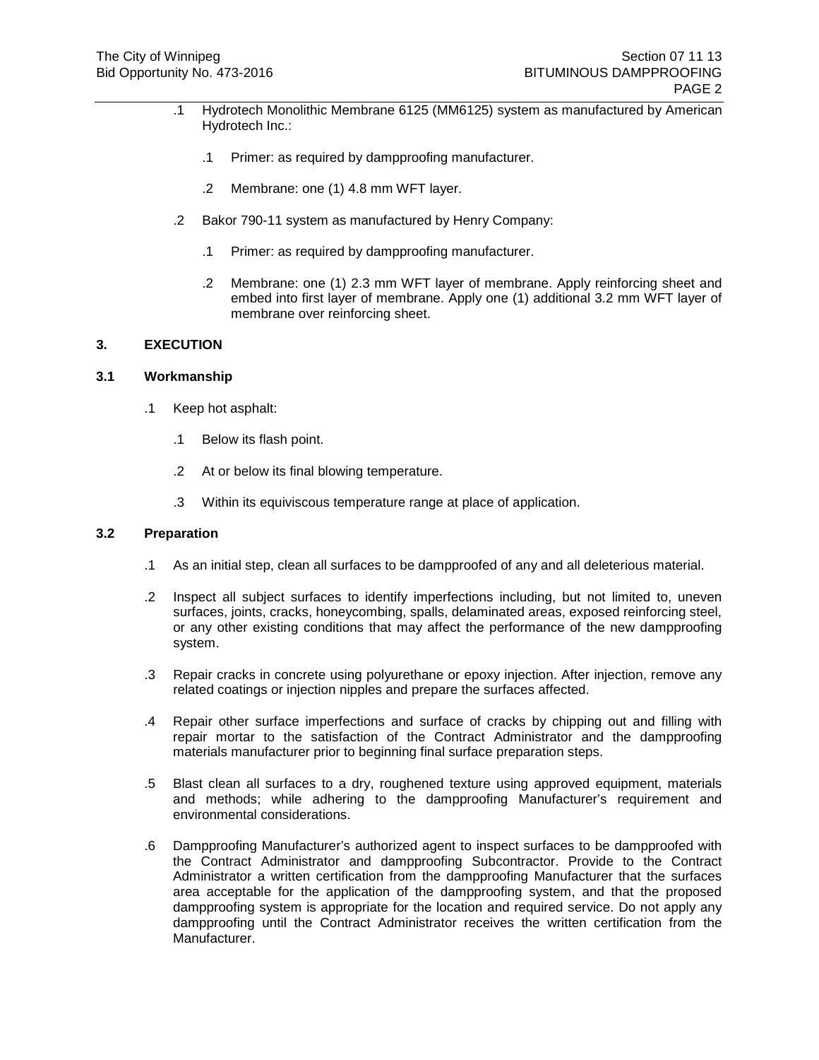.1 Hydrotech Monolithic Membrane 6125 (MM6125) system as manufactured by American Hydrotech Inc.:

.1 Primer: as required by dampproofing manufacturer.

.2 Membrane: one (1) 4.8 mm WFT layer.

.2 Bakor 790-11 system as manufactured by Henry Company:

.1 Primer: as required by dampproofing manufacturer.

.2 Membrane: one (1) 2.3 mm WFT layer of membrane. Apply reinforcing sheet and embed into first layer of membrane. Apply one (1) additional 3.2 mm WFT layer of membrane over reinforcing sheet.

## 3. EXECUTION

### 3.1 Workmanship

.1 Keep hot asphalt:

.1 Below its flash point.

.2 At or below its final blowing temperature.

.3 Within its equiviscous temperature range at place of application.

### 3.2 Preparation

.1 As an initial step, clean all surfaces to be dampproofed of any and all deleterious material.

.2 Inspect all subject surfaces to identify imperfections including, but not limited to, uneven surfaces, joints, cracks, honeycombing, spalls, delaminated areas, exposed reinforcing steel, or any other existing conditions that may affect the performance of the new dampproofing system.

.3 Repair cracks in concrete using polyurethane or epoxy injection. After injection, remove any related coatings or injection nipples and prepare the surfaces affected.

.4 Repair other surface imperfections and surface of cracks by chipping out and filling with repair mortar to the satisfaction of the Contract Administrator and the dampproofing materials manufacturer prior to beginning final surface preparation steps.

.5 Blast clean all surfaces to a dry, roughened texture using approved equipment, materials and methods; while adhering to the dampproofing Manufacturer's requirement and environmental considerations.

.6 Dampproofing Manufacturer's authorized agent to inspect surfaces to be dampproofed with the Contract Administrator and dampproofing Subcontractor. Provide to the Contract Administrator a written certification from the dampproofing Manufacturer that the surfaces area acceptable for the application of the dampproofing system, and that the proposed dampproofing system is appropriate for the location and required service. Do not apply any dampproofing until the Contract Administrator receives the written certification from the Manufacturer.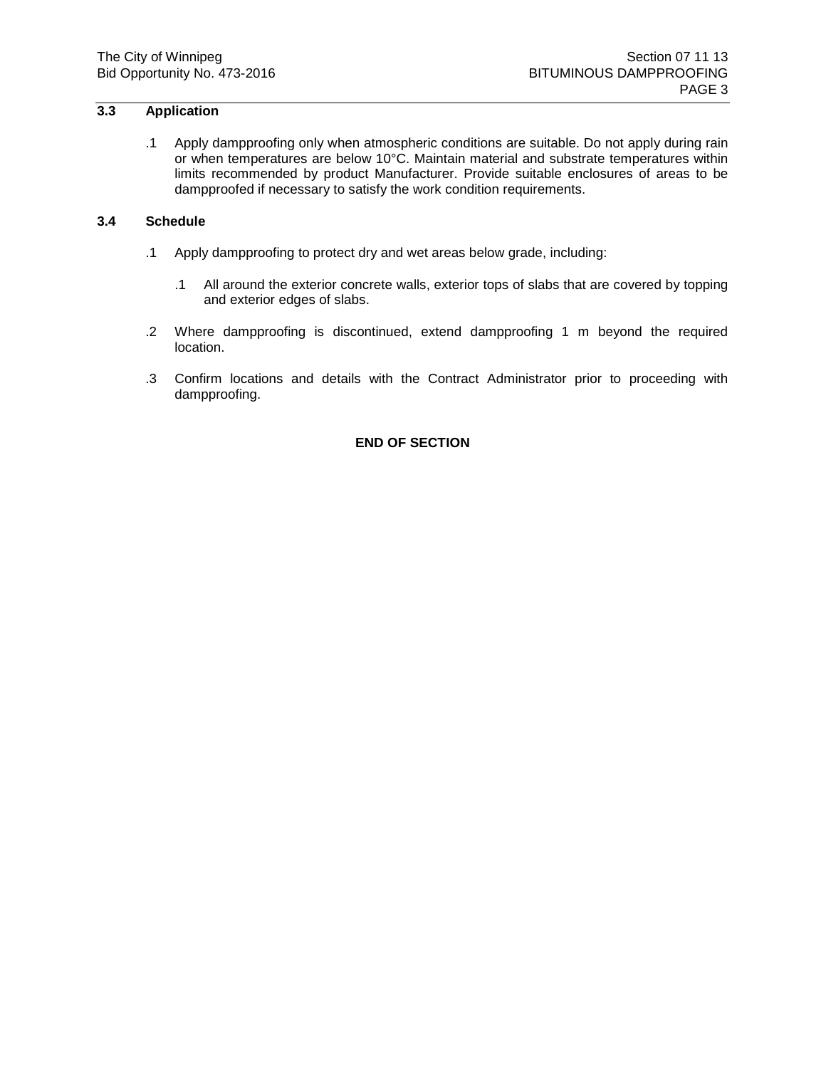## 3.3 Application

.1 Apply dampproofing only when atmospheric conditions are suitable. Do not apply during rain or when temperatures are below 10°C. Maintain material and substrate temperatures within limits recommended by product Manufacturer. Provide suitable enclosures of areas to be dampproofed if necessary to satisfy the work condition requirements.

## 3.4 Schedule

.1 Apply dampproofing to protect dry and wet areas below grade, including:

   .1 All around the exterior concrete walls, exterior tops of slabs that are covered by topping and exterior edges of slabs.

.2 Where dampproofing is discontinued, extend dampproofing 1 m beyond the required location.

.3 Confirm locations and details with the Contract Administrator prior to proceeding with dampproofing.

**END OF SECTION**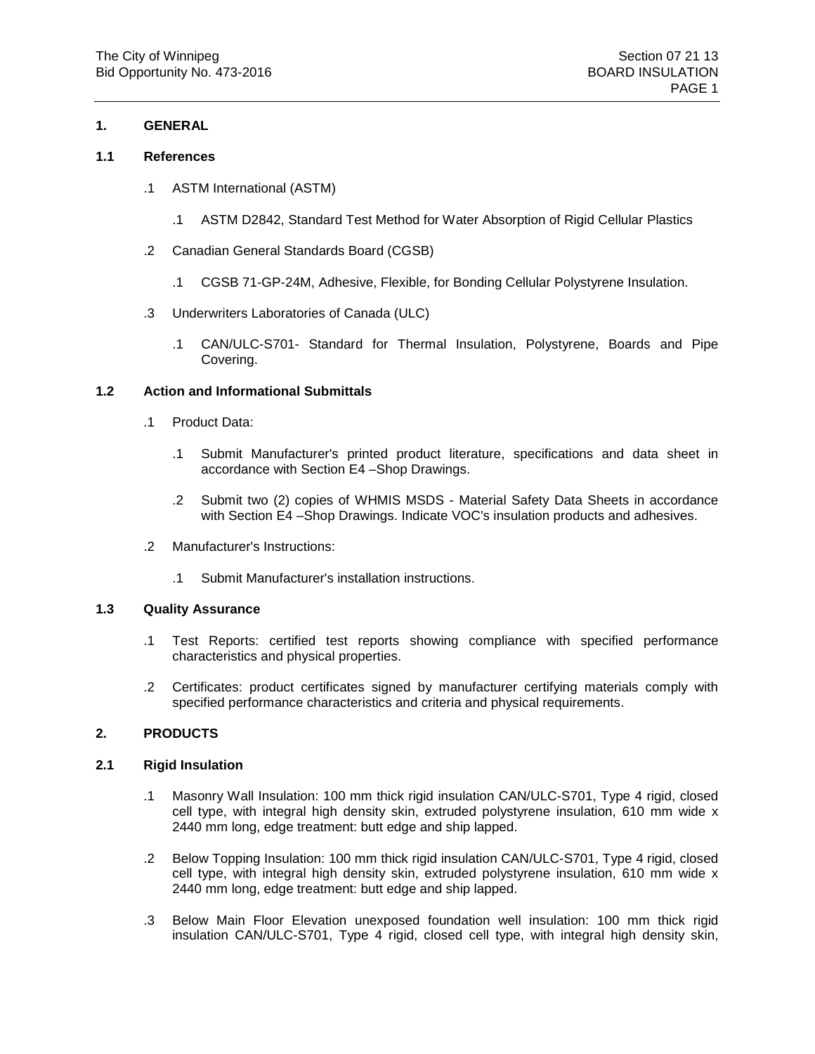## 1. GENERAL

### 1.1 References

.1 ASTM International (ASTM)

.1 ASTM D2842, Standard Test Method for Water Absorption of Rigid Cellular Plastics

.2 Canadian General Standards Board (CGSB)

.1 CGSB 71-GP-24M, Adhesive, Flexible, for Bonding Cellular Polystyrene Insulation.

.3 Underwriters Laboratories of Canada (ULC)

.1 CAN/ULC-S701- Standard for Thermal Insulation, Polystyrene, Boards and Pipe Covering.

### 1.2 Action and Informational Submittals

.1 Product Data:

.1 Submit Manufacturer's printed product literature, specifications and data sheet in accordance with Section E4 –Shop Drawings.

.2 Submit two (2) copies of WHMIS MSDS - Material Safety Data Sheets in accordance with Section E4 –Shop Drawings. Indicate VOC's insulation products and adhesives.

.2 Manufacturer's Instructions:

.1 Submit Manufacturer's installation instructions.

### 1.3 Quality Assurance

.1 Test Reports: certified test reports showing compliance with specified performance characteristics and physical properties.

.2 Certificates: product certificates signed by manufacturer certifying materials comply with specified performance characteristics and criteria and physical requirements.

## 2. PRODUCTS

### 2.1 Rigid Insulation

.1 Masonry Wall Insulation: 100 mm thick rigid insulation CAN/ULC-S701, Type 4 rigid, closed cell type, with integral high density skin, extruded polystyrene insulation, 610 mm wide x 2440 mm long, edge treatment: butt edge and ship lapped.

.2 Below Topping Insulation: 100 mm thick rigid insulation CAN/ULC-S701, Type 4 rigid, closed cell type, with integral high density skin, extruded polystyrene insulation, 610 mm wide x 2440 mm long, edge treatment: butt edge and ship lapped.

.3 Below Main Floor Elevation unexposed foundation well insulation: 100 mm thick rigid insulation CAN/ULC-S701, Type 4 rigid, closed cell type, with integral high density skin,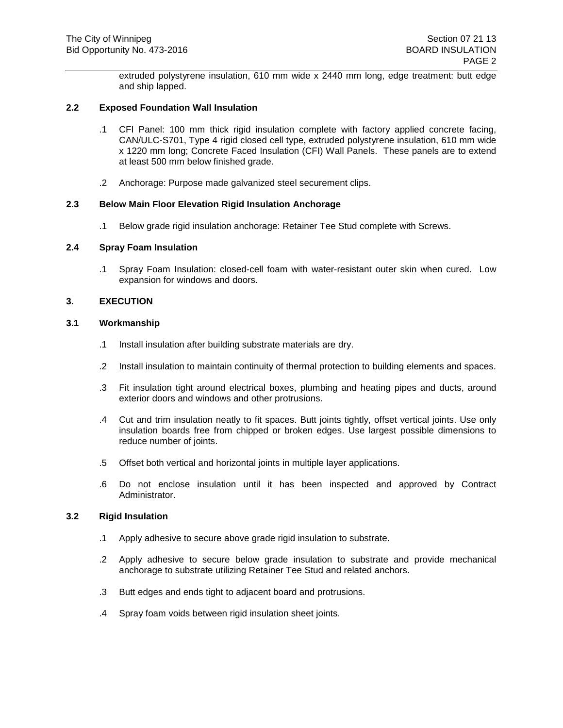extruded polystyrene insulation, 610 mm wide x 2440 mm long, edge treatment: butt edge and ship lapped.

## 2.2 Exposed Foundation Wall Insulation

.1 CFI Panel: 100 mm thick rigid insulation complete with factory applied concrete facing, CAN/ULC-S701, Type 4 rigid closed cell type, extruded polystyrene insulation, 610 mm wide x 1220 mm long; Concrete Faced Insulation (CFI) Wall Panels. These panels are to extend at least 500 mm below finished grade.

.2 Anchorage: Purpose made galvanized steel securement clips.

## 2.3 Below Main Floor Elevation Rigid Insulation Anchorage

.1 Below grade rigid insulation anchorage: Retainer Tee Stud complete with Screws.

## 2.4 Spray Foam Insulation

.1 Spray Foam Insulation: closed-cell foam with water-resistant outer skin when cured. Low expansion for windows and doors.

# 3. EXECUTION

## 3.1 Workmanship

.1 Install insulation after building substrate materials are dry.

.2 Install insulation to maintain continuity of thermal protection to building elements and spaces.

.3 Fit insulation tight around electrical boxes, plumbing and heating pipes and ducts, around exterior doors and windows and other protrusions.

.4 Cut and trim insulation neatly to fit spaces. Butt joints tightly, offset vertical joints. Use only insulation boards free from chipped or broken edges. Use largest possible dimensions to reduce number of joints.

.5 Offset both vertical and horizontal joints in multiple layer applications.

.6 Do not enclose insulation until it has been inspected and approved by Contract Administrator.

## 3.2 Rigid Insulation

.1 Apply adhesive to secure above grade rigid insulation to substrate.

.2 Apply adhesive to secure below grade insulation to substrate and provide mechanical anchorage to substrate utilizing Retainer Tee Stud and related anchors.

.3 Butt edges and ends tight to adjacent board and protrusions.

.4 Spray foam voids between rigid insulation sheet joints.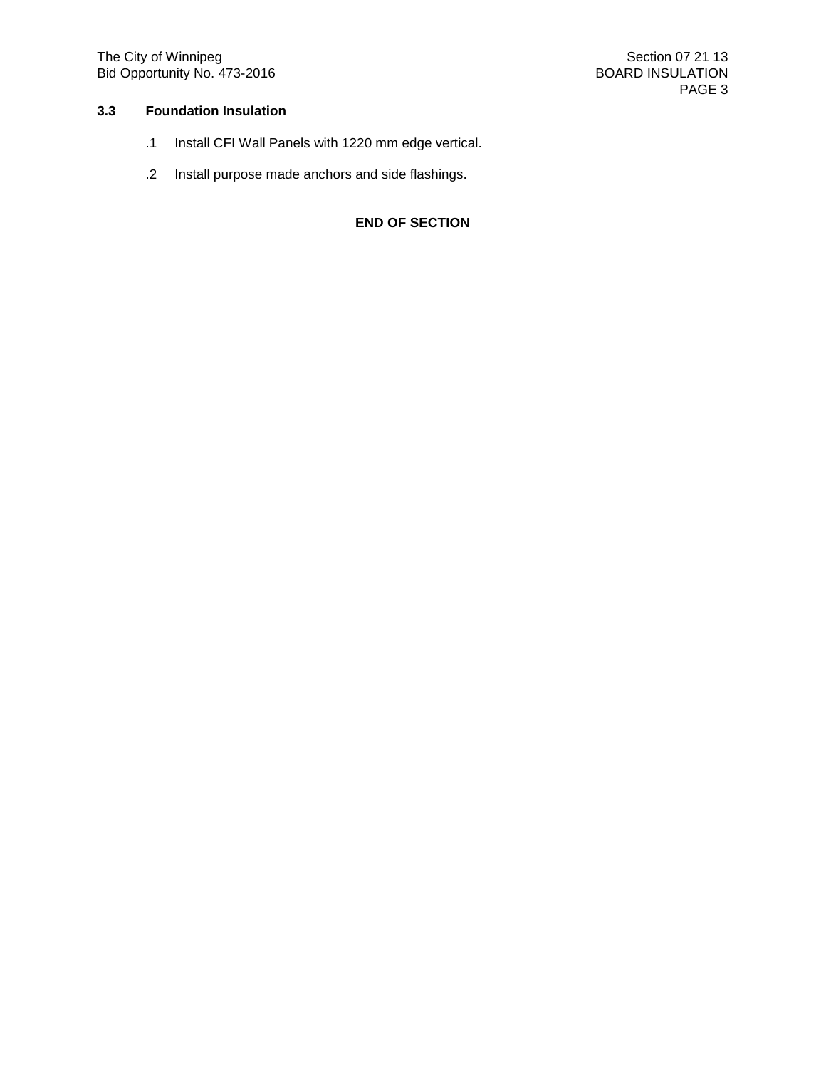## 3.3 Foundation Insulation

.1 Install CFI Wall Panels with 1220 mm edge vertical.

.2 Install purpose made anchors and side flashings.

**END OF SECTION**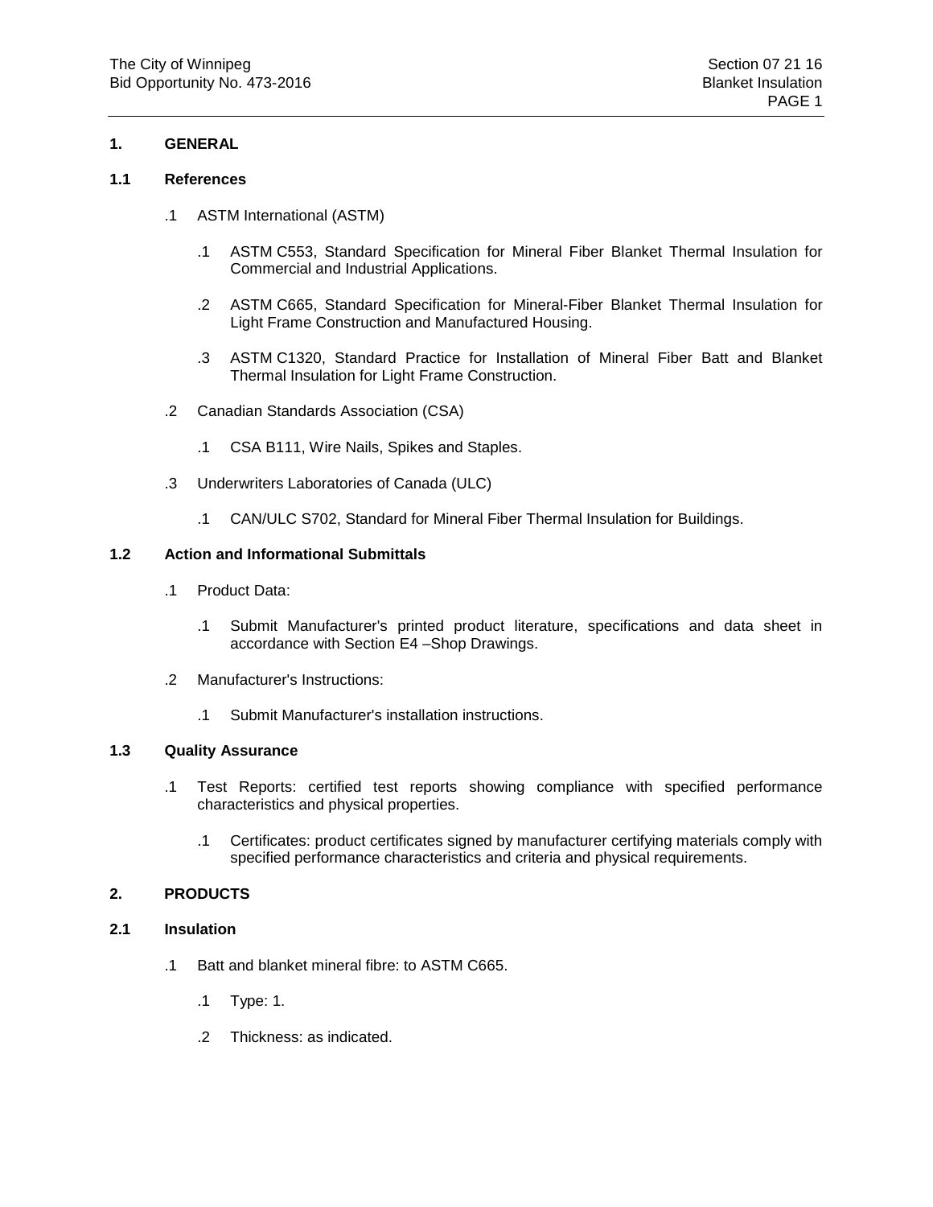## 1. GENERAL

### 1.1 References

.1 ASTM International (ASTM)

.1 ASTM C553, Standard Specification for Mineral Fiber Blanket Thermal Insulation for Commercial and Industrial Applications.

.2 ASTM C665, Standard Specification for Mineral-Fiber Blanket Thermal Insulation for Light Frame Construction and Manufactured Housing.

.3 ASTM C1320, Standard Practice for Installation of Mineral Fiber Batt and Blanket Thermal Insulation for Light Frame Construction.

.2 Canadian Standards Association (CSA)

.1 CSA B111, Wire Nails, Spikes and Staples.

.3 Underwriters Laboratories of Canada (ULC)

.1 CAN/ULC S702, Standard for Mineral Fiber Thermal Insulation for Buildings.

### 1.2 Action and Informational Submittals

.1 Product Data:

.1 Submit Manufacturer's printed product literature, specifications and data sheet in accordance with Section E4 –Shop Drawings.

.2 Manufacturer's Instructions:

.1 Submit Manufacturer's installation instructions.

### 1.3 Quality Assurance

.1 Test Reports: certified test reports showing compliance with specified performance characteristics and physical properties.

.1 Certificates: product certificates signed by manufacturer certifying materials comply with specified performance characteristics and criteria and physical requirements.

## 2. PRODUCTS

### 2.1 Insulation

.1 Batt and blanket mineral fibre: to ASTM C665.

.1 Type: 1.

.2 Thickness: as indicated.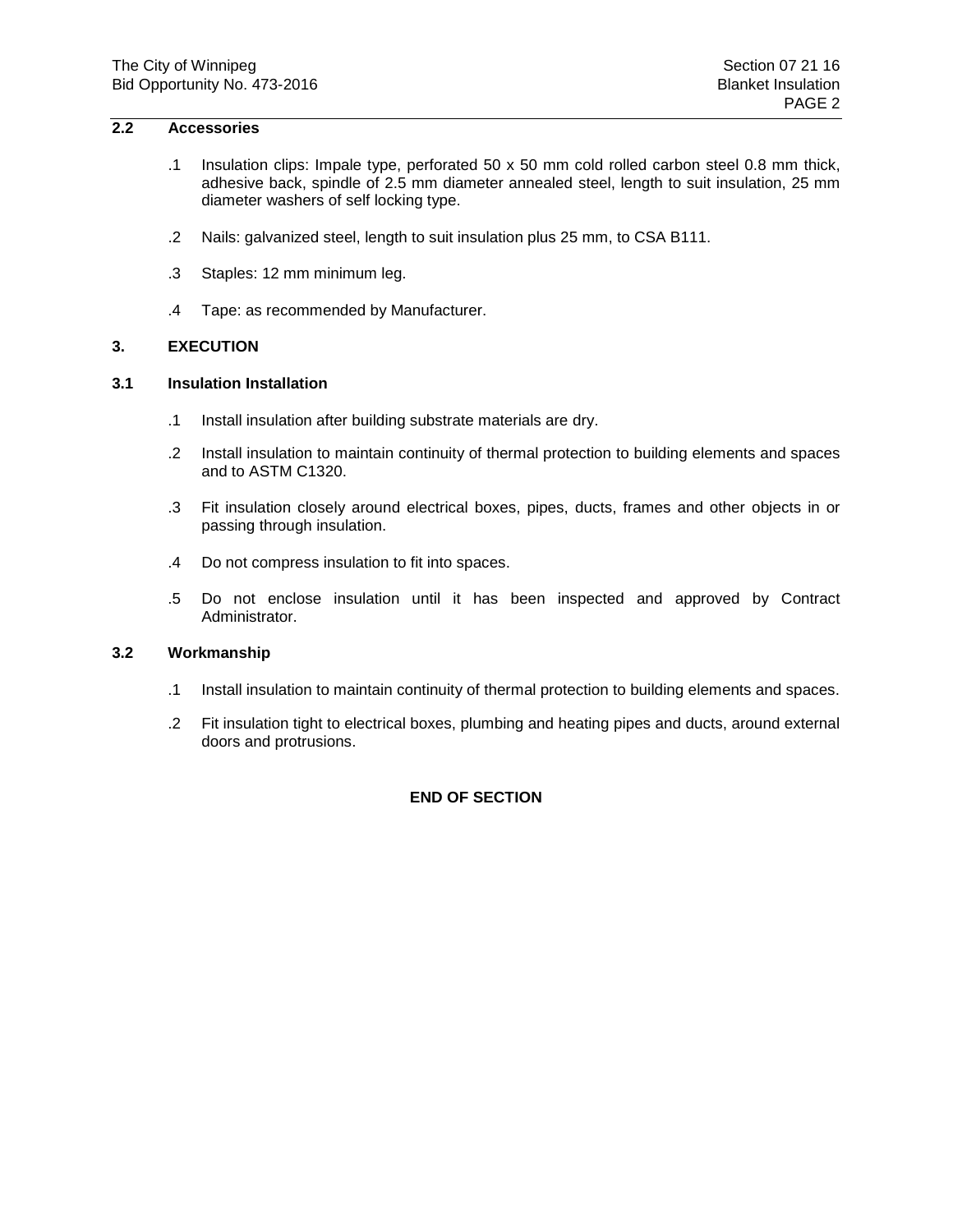## 2.2 Accessories

.1 Insulation clips: Impale type, perforated 50 x 50 mm cold rolled carbon steel 0.8 mm thick, adhesive back, spindle of 2.5 mm diameter annealed steel, length to suit insulation, 25 mm diameter washers of self locking type.

.2 Nails: galvanized steel, length to suit insulation plus 25 mm, to CSA B111.

.3 Staples: 12 mm minimum leg.

.4 Tape: as recommended by Manufacturer.

# 3. EXECUTION

## 3.1 Insulation Installation

.1 Install insulation after building substrate materials are dry.

.2 Install insulation to maintain continuity of thermal protection to building elements and spaces and to ASTM C1320.

.3 Fit insulation closely around electrical boxes, pipes, ducts, frames and other objects in or passing through insulation.

.4 Do not compress insulation to fit into spaces.

.5 Do not enclose insulation until it has been inspected and approved by Contract Administrator.

## 3.2 Workmanship

.1 Install insulation to maintain continuity of thermal protection to building elements and spaces.

.2 Fit insulation tight to electrical boxes, plumbing and heating pipes and ducts, around external doors and protrusions.

**END OF SECTION**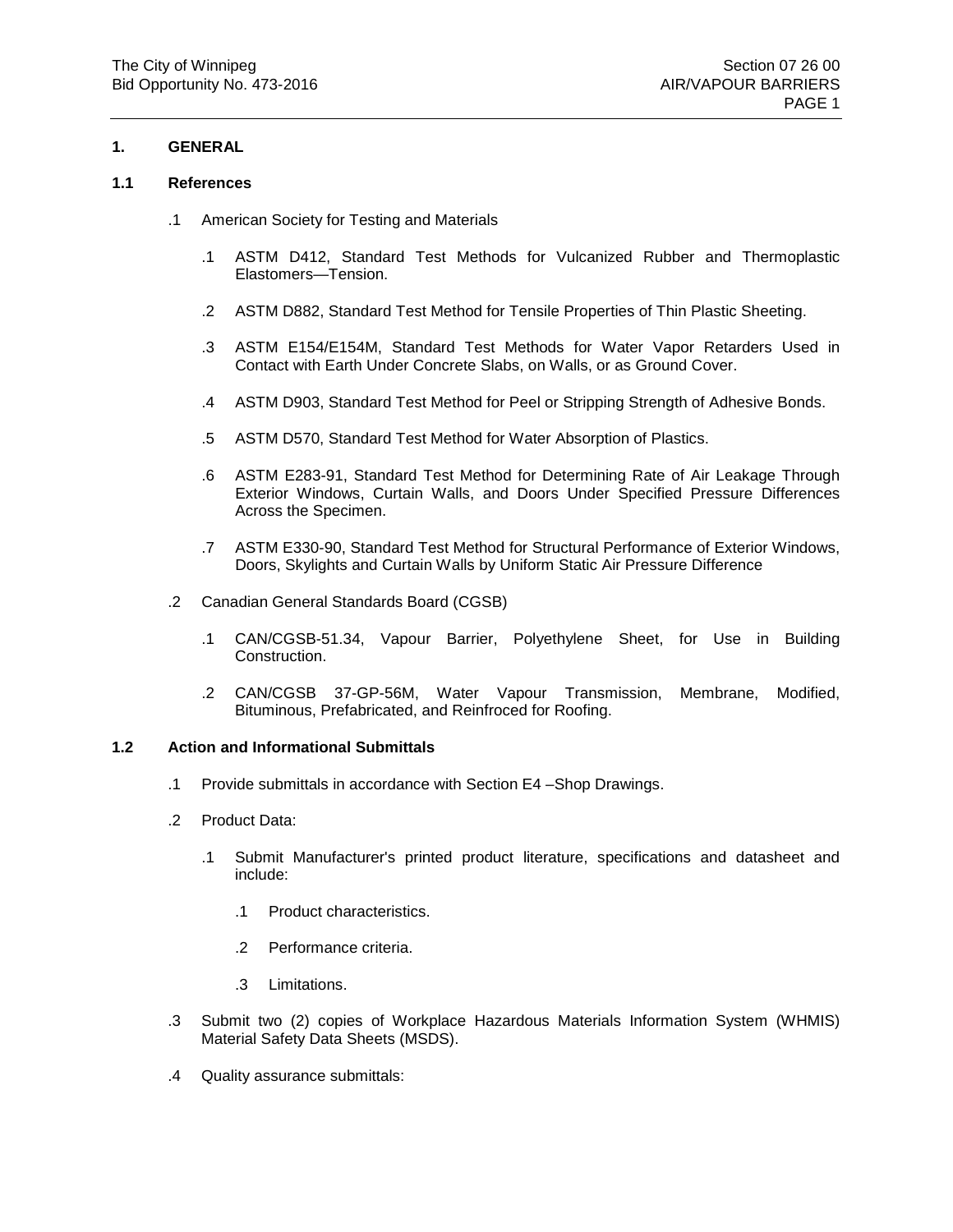## 1. GENERAL

### 1.1 References

.1 American Society for Testing and Materials

.1 ASTM D412, Standard Test Methods for Vulcanized Rubber and Thermoplastic Elastomers—Tension.

.2 ASTM D882, Standard Test Method for Tensile Properties of Thin Plastic Sheeting.

.3 ASTM E154/E154M, Standard Test Methods for Water Vapor Retarders Used in Contact with Earth Under Concrete Slabs, on Walls, or as Ground Cover.

.4 ASTM D903, Standard Test Method for Peel or Stripping Strength of Adhesive Bonds.

.5 ASTM D570, Standard Test Method for Water Absorption of Plastics.

.6 ASTM E283-91, Standard Test Method for Determining Rate of Air Leakage Through Exterior Windows, Curtain Walls, and Doors Under Specified Pressure Differences Across the Specimen.

.7 ASTM E330-90, Standard Test Method for Structural Performance of Exterior Windows, Doors, Skylights and Curtain Walls by Uniform Static Air Pressure Difference

.2 Canadian General Standards Board (CGSB)

.1 CAN/CGSB-51.34, Vapour Barrier, Polyethylene Sheet, for Use in Building Construction.

.2 CAN/CGSB 37-GP-56M, Water Vapour Transmission, Membrane, Modified, Bituminous, Prefabricated, and Reinfroced for Roofing.

### 1.2 Action and Informational Submittals

.1 Provide submittals in accordance with Section E4 –Shop Drawings.

.2 Product Data:

.1 Submit Manufacturer's printed product literature, specifications and datasheet and include:

.1 Product characteristics.

.2 Performance criteria.

.3 Limitations.

.3 Submit two (2) copies of Workplace Hazardous Materials Information System (WHMIS) Material Safety Data Sheets (MSDS).

.4 Quality assurance submittals: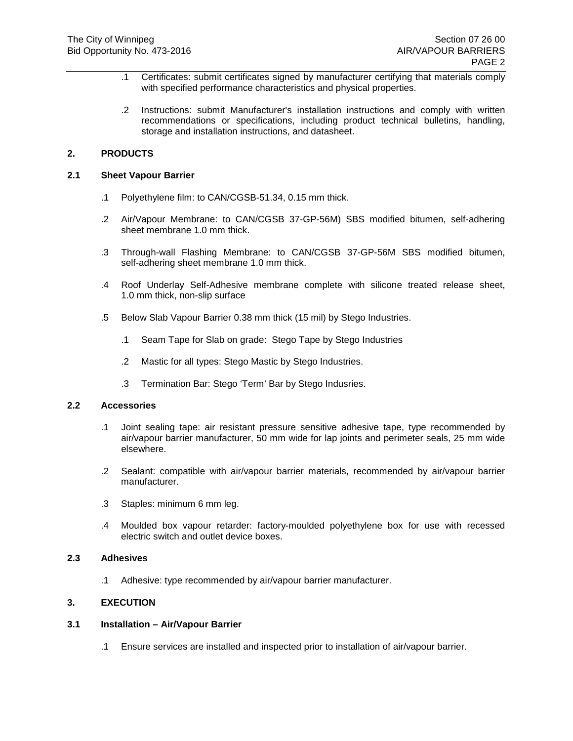.1 Certificates: submit certificates signed by manufacturer certifying that materials comply with specified performance characteristics and physical properties.

.2 Instructions: submit Manufacturer's installation instructions and comply with written recommendations or specifications, including product technical bulletins, handling, storage and installation instructions, and datasheet.

## 2. PRODUCTS

### 2.1 Sheet Vapour Barrier

.1 Polyethylene film: to CAN/CGSB-51.34, 0.15 mm thick.

.2 Air/Vapour Membrane: to CAN/CGSB 37-GP-56M) SBS modified bitumen, self-adhering sheet membrane 1.0 mm thick.

.3 Through-wall Flashing Membrane: to CAN/CGSB 37-GP-56M SBS modified bitumen, self-adhering sheet membrane 1.0 mm thick.

.4 Roof Underlay Self-Adhesive membrane complete with silicone treated release sheet, 1.0 mm thick, non-slip surface

.5 Below Slab Vapour Barrier 0.38 mm thick (15 mil) by Stego Industries.

  .1 Seam Tape for Slab on grade: Stego Tape by Stego Industries

  .2 Mastic for all types: Stego Mastic by Stego Industries.

  .3 Termination Bar: Stego 'Term' Bar by Stego Indusries.

### 2.2 Accessories

.1 Joint sealing tape: air resistant pressure sensitive adhesive tape, type recommended by air/vapour barrier manufacturer, 50 mm wide for lap joints and perimeter seals, 25 mm wide elsewhere.

.2 Sealant: compatible with air/vapour barrier materials, recommended by air/vapour barrier manufacturer.

.3 Staples: minimum 6 mm leg.

.4 Moulded box vapour retarder: factory-moulded polyethylene box for use with recessed electric switch and outlet device boxes.

### 2.3 Adhesives

.1 Adhesive: type recommended by air/vapour barrier manufacturer.

## 3. EXECUTION

### 3.1 Installation – Air/Vapour Barrier

.1 Ensure services are installed and inspected prior to installation of air/vapour barrier.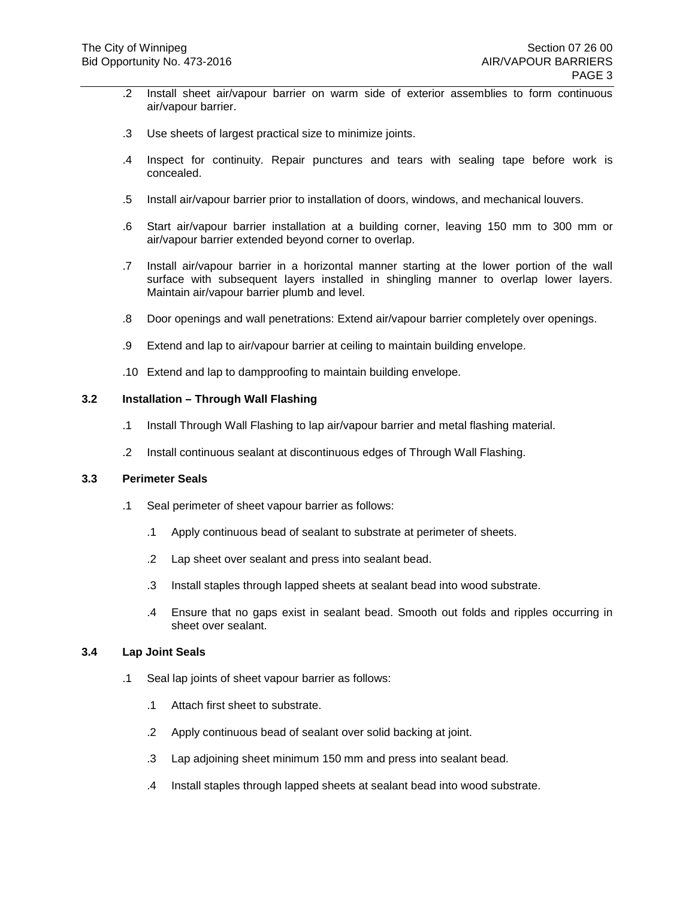.2 Install sheet air/vapour barrier on warm side of exterior assemblies to form continuous air/vapour barrier.

.3 Use sheets of largest practical size to minimize joints.

.4 Inspect for continuity. Repair punctures and tears with sealing tape before work is concealed.

.5 Install air/vapour barrier prior to installation of doors, windows, and mechanical louvers.

.6 Start air/vapour barrier installation at a building corner, leaving 150 mm to 300 mm or air/vapour barrier extended beyond corner to overlap.

.7 Install air/vapour barrier in a horizontal manner starting at the lower portion of the wall surface with subsequent layers installed in shingling manner to overlap lower layers. Maintain air/vapour barrier plumb and level.

.8 Door openings and wall penetrations: Extend air/vapour barrier completely over openings.

.9 Extend and lap to air/vapour barrier at ceiling to maintain building envelope.

.10 Extend and lap to dampproofing to maintain building envelope.

### 3.2 Installation – Through Wall Flashing

.1 Install Through Wall Flashing to lap air/vapour barrier and metal flashing material.

.2 Install continuous sealant at discontinuous edges of Through Wall Flashing.

### 3.3 Perimeter Seals

.1 Seal perimeter of sheet vapour barrier as follows:

  .1 Apply continuous bead of sealant to substrate at perimeter of sheets.

  .2 Lap sheet over sealant and press into sealant bead.

  .3 Install staples through lapped sheets at sealant bead into wood substrate.

  .4 Ensure that no gaps exist in sealant bead. Smooth out folds and ripples occurring in sheet over sealant.

### 3.4 Lap Joint Seals

.1 Seal lap joints of sheet vapour barrier as follows:

  .1 Attach first sheet to substrate.

  .2 Apply continuous bead of sealant over solid backing at joint.

  .3 Lap adjoining sheet minimum 150 mm and press into sealant bead.

  .4 Install staples through lapped sheets at sealant bead into wood substrate.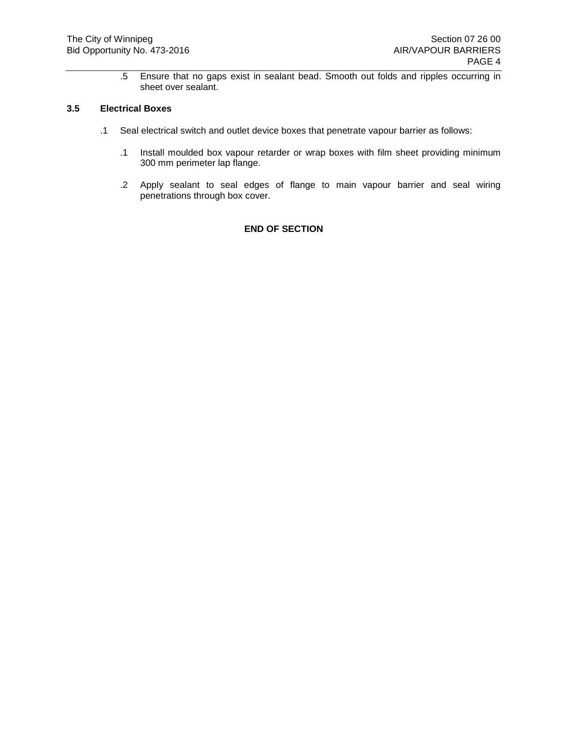.5 Ensure that no gaps exist in sealant bead. Smooth out folds and ripples occurring in sheet over sealant.

### 3.5 Electrical Boxes

.1 Seal electrical switch and outlet device boxes that penetrate vapour barrier as follows:

.1 Install moulded box vapour retarder or wrap boxes with film sheet providing minimum 300 mm perimeter lap flange.

.2 Apply sealant to seal edges of flange to main vapour barrier and seal wiring penetrations through box cover.

**END OF SECTION**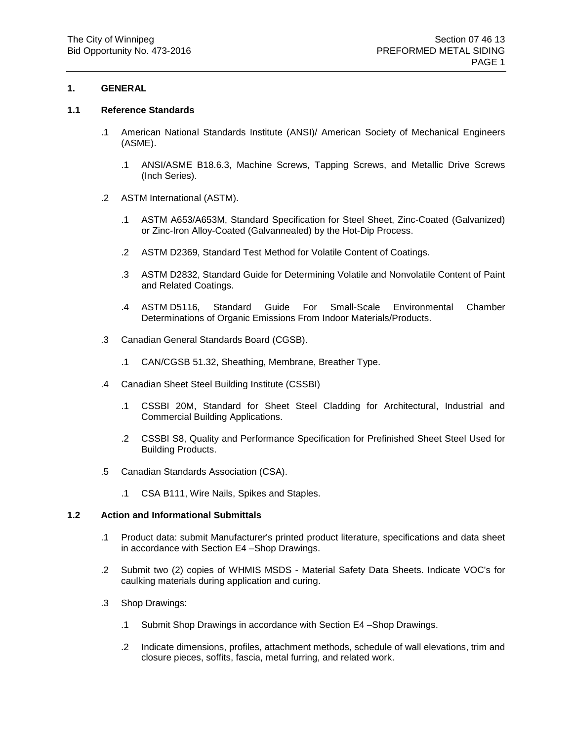## 1. GENERAL

### 1.1 Reference Standards

.1 American National Standards Institute (ANSI)/ American Society of Mechanical Engineers (ASME).

  .1 ANSI/ASME B18.6.3, Machine Screws, Tapping Screws, and Metallic Drive Screws (Inch Series).

.2 ASTM International (ASTM).

  .1 ASTM A653/A653M, Standard Specification for Steel Sheet, Zinc-Coated (Galvanized) or Zinc-Iron Alloy-Coated (Galvannealed) by the Hot-Dip Process.

  .2 ASTM D2369, Standard Test Method for Volatile Content of Coatings.

  .3 ASTM D2832, Standard Guide for Determining Volatile and Nonvolatile Content of Paint and Related Coatings.

  .4 ASTM D5116, Standard Guide For Small-Scale Environmental Chamber Determinations of Organic Emissions From Indoor Materials/Products.

.3 Canadian General Standards Board (CGSB).

  .1 CAN/CGSB 51.32, Sheathing, Membrane, Breather Type.

.4 Canadian Sheet Steel Building Institute (CSSBI)

  .1 CSSBI 20M, Standard for Sheet Steel Cladding for Architectural, Industrial and Commercial Building Applications.

  .2 CSSBI S8, Quality and Performance Specification for Prefinished Sheet Steel Used for Building Products.

.5 Canadian Standards Association (CSA).

  .1 CSA B111, Wire Nails, Spikes and Staples.

### 1.2 Action and Informational Submittals

.1 Product data: submit Manufacturer's printed product literature, specifications and data sheet in accordance with Section E4 –Shop Drawings.

.2 Submit two (2) copies of WHMIS MSDS - Material Safety Data Sheets. Indicate VOC's for caulking materials during application and curing.

.3 Shop Drawings:

  .1 Submit Shop Drawings in accordance with Section E4 –Shop Drawings.

  .2 Indicate dimensions, profiles, attachment methods, schedule of wall elevations, trim and closure pieces, soffits, fascia, metal furring, and related work.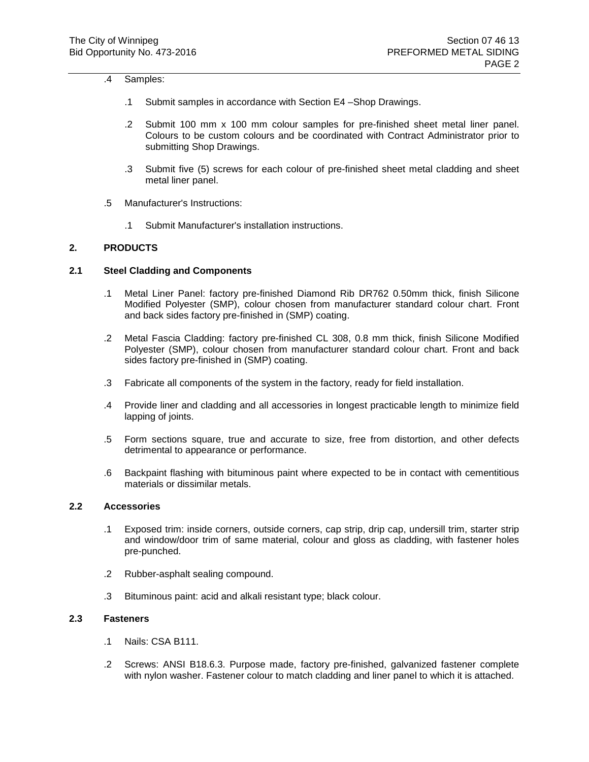.4 Samples:

.1 Submit samples in accordance with Section E4 –Shop Drawings.

.2 Submit 100 mm x 100 mm colour samples for pre-finished sheet metal liner panel. Colours to be custom colours and be coordinated with Contract Administrator prior to submitting Shop Drawings.

.3 Submit five (5) screws for each colour of pre-finished sheet metal cladding and sheet metal liner panel.

.5 Manufacturer's Instructions:

.1 Submit Manufacturer's installation instructions.

## 2. PRODUCTS

### 2.1 Steel Cladding and Components

.1 Metal Liner Panel: factory pre-finished Diamond Rib DR762 0.50mm thick, finish Silicone Modified Polyester (SMP), colour chosen from manufacturer standard colour chart. Front and back sides factory pre-finished in (SMP) coating.

.2 Metal Fascia Cladding: factory pre-finished CL 308, 0.8 mm thick, finish Silicone Modified Polyester (SMP), colour chosen from manufacturer standard colour chart. Front and back sides factory pre-finished in (SMP) coating.

.3 Fabricate all components of the system in the factory, ready for field installation.

.4 Provide liner and cladding and all accessories in longest practicable length to minimize field lapping of joints.

.5 Form sections square, true and accurate to size, free from distortion, and other defects detrimental to appearance or performance.

.6 Backpaint flashing with bituminous paint where expected to be in contact with cementitious materials or dissimilar metals.

### 2.2 Accessories

.1 Exposed trim: inside corners, outside corners, cap strip, drip cap, undersill trim, starter strip and window/door trim of same material, colour and gloss as cladding, with fastener holes pre-punched.

.2 Rubber-asphalt sealing compound.

.3 Bituminous paint: acid and alkali resistant type; black colour.

### 2.3 Fasteners

.1 Nails: CSA B111.

.2 Screws: ANSI B18.6.3. Purpose made, factory pre-finished, galvanized fastener complete with nylon washer. Fastener colour to match cladding and liner panel to which it is attached.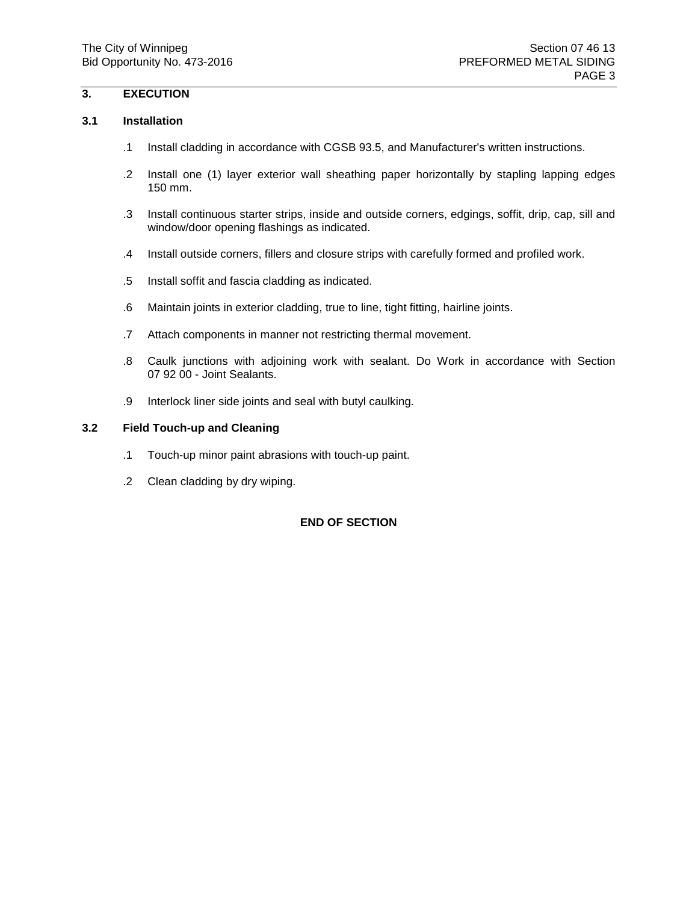## 3. EXECUTION

### 3.1 Installation

.1 Install cladding in accordance with CGSB 93.5, and Manufacturer's written instructions.

.2 Install one (1) layer exterior wall sheathing paper horizontally by stapling lapping edges 150 mm.

.3 Install continuous starter strips, inside and outside corners, edgings, soffit, drip, cap, sill and window/door opening flashings as indicated.

.4 Install outside corners, fillers and closure strips with carefully formed and profiled work.

.5 Install soffit and fascia cladding as indicated.

.6 Maintain joints in exterior cladding, true to line, tight fitting, hairline joints.

.7 Attach components in manner not restricting thermal movement.

.8 Caulk junctions with adjoining work with sealant. Do Work in accordance with Section 07 92 00 - Joint Sealants.

.9 Interlock liner side joints and seal with butyl caulking.

### 3.2 Field Touch-up and Cleaning

.1 Touch-up minor paint abrasions with touch-up paint.

.2 Clean cladding by dry wiping.

**END OF SECTION**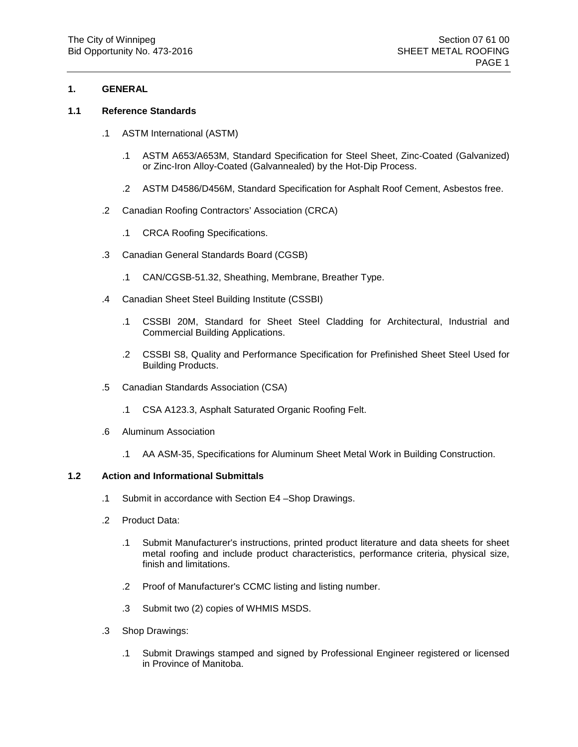## 1. GENERAL

### 1.1 Reference Standards

.1 ASTM International (ASTM)

.1 ASTM A653/A653M, Standard Specification for Steel Sheet, Zinc-Coated (Galvanized) or Zinc-Iron Alloy-Coated (Galvannealed) by the Hot-Dip Process.

.2 ASTM D4586/D456M, Standard Specification for Asphalt Roof Cement, Asbestos free.

.2 Canadian Roofing Contractors' Association (CRCA)

.1 CRCA Roofing Specifications.

.3 Canadian General Standards Board (CGSB)

.1 CAN/CGSB-51.32, Sheathing, Membrane, Breather Type.

.4 Canadian Sheet Steel Building Institute (CSSBI)

.1 CSSBI 20M, Standard for Sheet Steel Cladding for Architectural, Industrial and Commercial Building Applications.

.2 CSSBI S8, Quality and Performance Specification for Prefinished Sheet Steel Used for Building Products.

.5 Canadian Standards Association (CSA)

.1 CSA A123.3, Asphalt Saturated Organic Roofing Felt.

.6 Aluminum Association

.1 AA ASM-35, Specifications for Aluminum Sheet Metal Work in Building Construction.

### 1.2 Action and Informational Submittals

.1 Submit in accordance with Section E4 –Shop Drawings.

.2 Product Data:

.1 Submit Manufacturer's instructions, printed product literature and data sheets for sheet metal roofing and include product characteristics, performance criteria, physical size, finish and limitations.

.2 Proof of Manufacturer's CCMC listing and listing number.

.3 Submit two (2) copies of WHMIS MSDS.

.3 Shop Drawings:

.1 Submit Drawings stamped and signed by Professional Engineer registered or licensed in Province of Manitoba.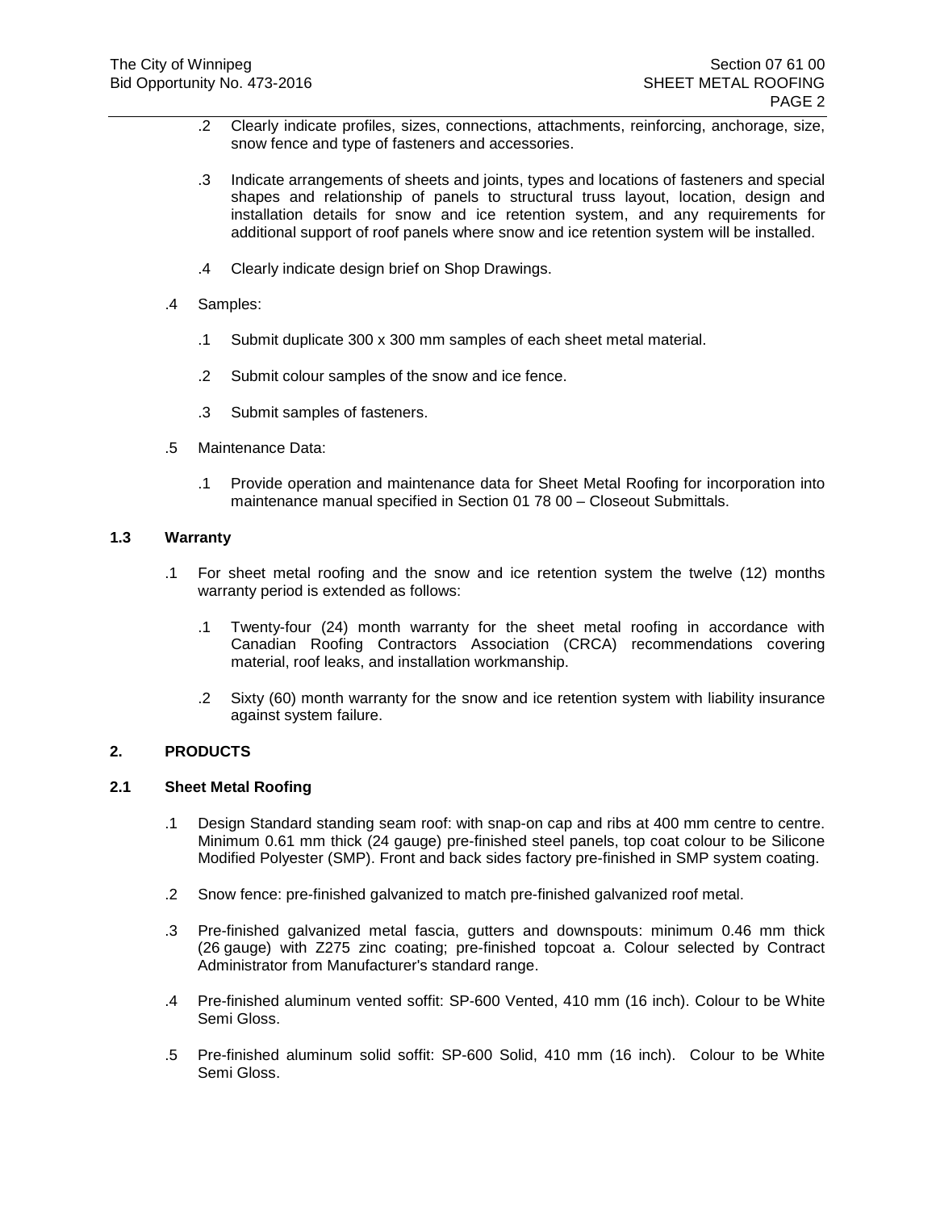.2 Clearly indicate profiles, sizes, connections, attachments, reinforcing, anchorage, size, snow fence and type of fasteners and accessories.

.3 Indicate arrangements of sheets and joints, types and locations of fasteners and special shapes and relationship of panels to structural truss layout, location, design and installation details for snow and ice retention system, and any requirements for additional support of roof panels where snow and ice retention system will be installed.

.4 Clearly indicate design brief on Shop Drawings.

.4 Samples:

.1 Submit duplicate 300 x 300 mm samples of each sheet metal material.

.2 Submit colour samples of the snow and ice fence.

.3 Submit samples of fasteners.

.5 Maintenance Data:

.1 Provide operation and maintenance data for Sheet Metal Roofing for incorporation into maintenance manual specified in Section 01 78 00 – Closeout Submittals.

### 1.3 Warranty

.1 For sheet metal roofing and the snow and ice retention system the twelve (12) months warranty period is extended as follows:

.1 Twenty-four (24) month warranty for the sheet metal roofing in accordance with Canadian Roofing Contractors Association (CRCA) recommendations covering material, roof leaks, and installation workmanship.

.2 Sixty (60) month warranty for the snow and ice retention system with liability insurance against system failure.

## 2. PRODUCTS

### 2.1 Sheet Metal Roofing

.1 Design Standard standing seam roof: with snap-on cap and ribs at 400 mm centre to centre. Minimum 0.61 mm thick (24 gauge) pre-finished steel panels, top coat colour to be Silicone Modified Polyester (SMP). Front and back sides factory pre-finished in SMP system coating.

.2 Snow fence: pre-finished galvanized to match pre-finished galvanized roof metal.

.3 Pre-finished galvanized metal fascia, gutters and downspouts: minimum 0.46 mm thick (26 gauge) with Z275 zinc coating; pre-finished topcoat a. Colour selected by Contract Administrator from Manufacturer's standard range.

.4 Pre-finished aluminum vented soffit: SP-600 Vented, 410 mm (16 inch). Colour to be White Semi Gloss.

.5 Pre-finished aluminum solid soffit: SP-600 Solid, 410 mm (16 inch). Colour to be White Semi Gloss.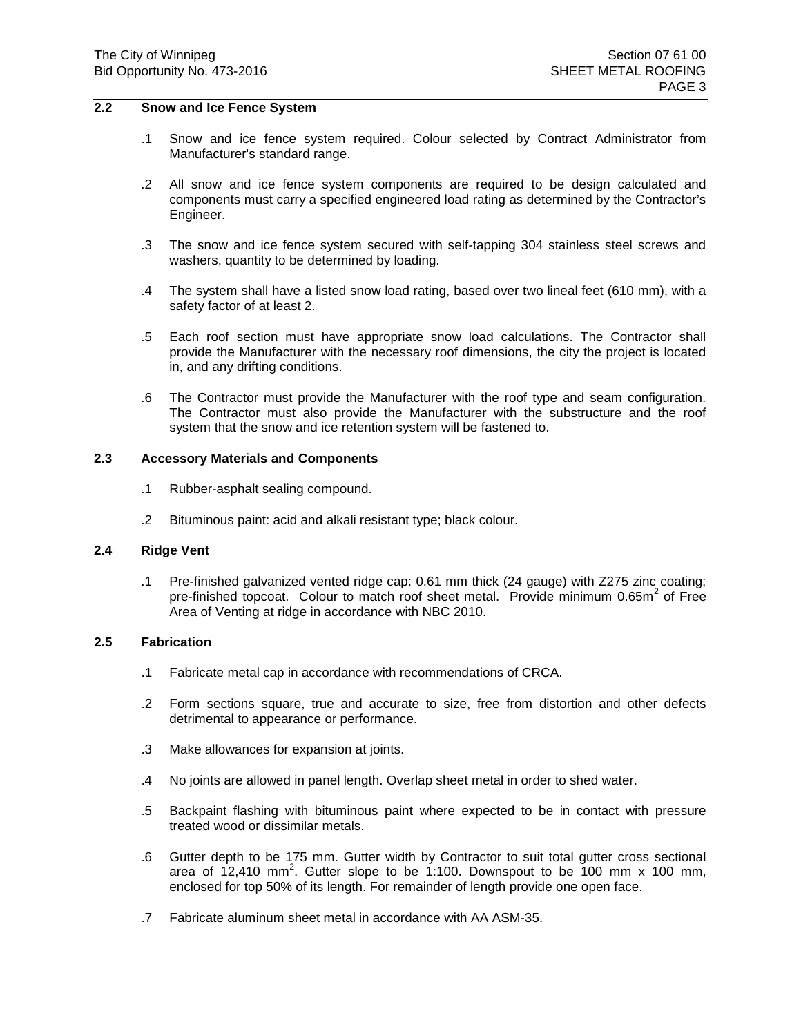## 2.2 Snow and Ice Fence System

.1 Snow and ice fence system required. Colour selected by Contract Administrator from Manufacturer's standard range.

.2 All snow and ice fence system components are required to be design calculated and components must carry a specified engineered load rating as determined by the Contractor's Engineer.

.3 The snow and ice fence system secured with self-tapping 304 stainless steel screws and washers, quantity to be determined by loading.

.4 The system shall have a listed snow load rating, based over two lineal feet (610 mm), with a safety factor of at least 2.

.5 Each roof section must have appropriate snow load calculations. The Contractor shall provide the Manufacturer with the necessary roof dimensions, the city the project is located in, and any drifting conditions.

.6 The Contractor must provide the Manufacturer with the roof type and seam configuration. The Contractor must also provide the Manufacturer with the substructure and the roof system that the snow and ice retention system will be fastened to.

## 2.3 Accessory Materials and Components

.1 Rubber-asphalt sealing compound.

.2 Bituminous paint: acid and alkali resistant type; black colour.

## 2.4 Ridge Vent

.1 Pre-finished galvanized vented ridge cap: 0.61 mm thick (24 gauge) with Z275 zinc coating; pre-finished topcoat. Colour to match roof sheet metal. Provide minimum 0.65m$^2$ of Free Area of Venting at ridge in accordance with NBC 2010.

## 2.5 Fabrication

.1 Fabricate metal cap in accordance with recommendations of CRCA.

.2 Form sections square, true and accurate to size, free from distortion and other defects detrimental to appearance or performance.

.3 Make allowances for expansion at joints.

.4 No joints are allowed in panel length. Overlap sheet metal in order to shed water.

.5 Backpaint flashing with bituminous paint where expected to be in contact with pressure treated wood or dissimilar metals.

.6 Gutter depth to be 175 mm. Gutter width by Contractor to suit total gutter cross sectional area of 12,410 mm$^2$. Gutter slope to be 1:100. Downspout to be 100 mm x 100 mm, enclosed for top 50% of its length. For remainder of length provide one open face.

.7 Fabricate aluminum sheet metal in accordance with AA ASM-35.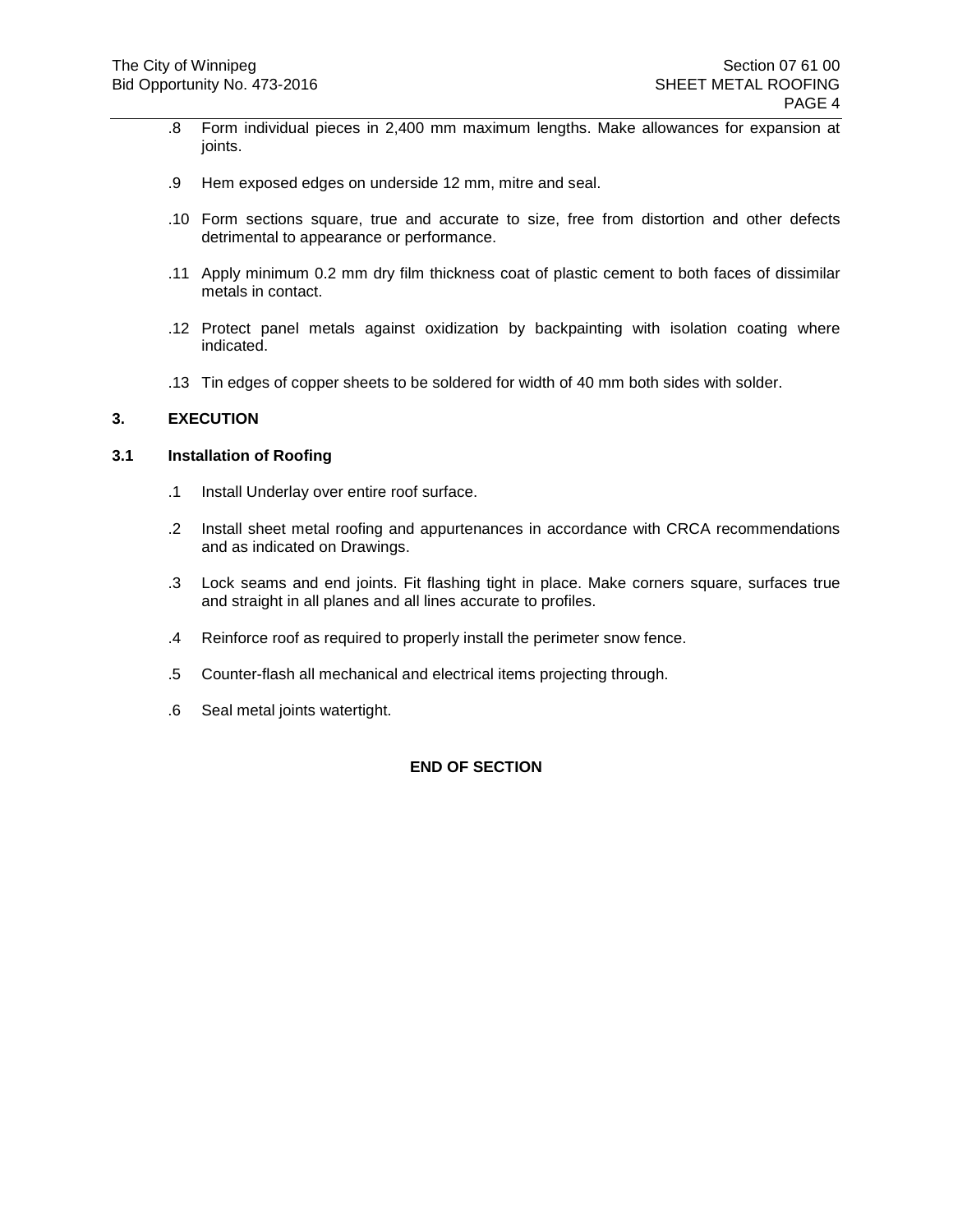.8 Form individual pieces in 2,400 mm maximum lengths. Make allowances for expansion at joints.

.9 Hem exposed edges on underside 12 mm, mitre and seal.

.10 Form sections square, true and accurate to size, free from distortion and other defects detrimental to appearance or performance.

.11 Apply minimum 0.2 mm dry film thickness coat of plastic cement to both faces of dissimilar metals in contact.

.12 Protect panel metals against oxidization by backpainting with isolation coating where indicated.

.13 Tin edges of copper sheets to be soldered for width of 40 mm both sides with solder.

## 3. EXECUTION

### 3.1 Installation of Roofing

.1 Install Underlay over entire roof surface.

.2 Install sheet metal roofing and appurtenances in accordance with CRCA recommendations and as indicated on Drawings.

.3 Lock seams and end joints. Fit flashing tight in place. Make corners square, surfaces true and straight in all planes and all lines accurate to profiles.

.4 Reinforce roof as required to properly install the perimeter snow fence.

.5 Counter-flash all mechanical and electrical items projecting through.

.6 Seal metal joints watertight.

**END OF SECTION**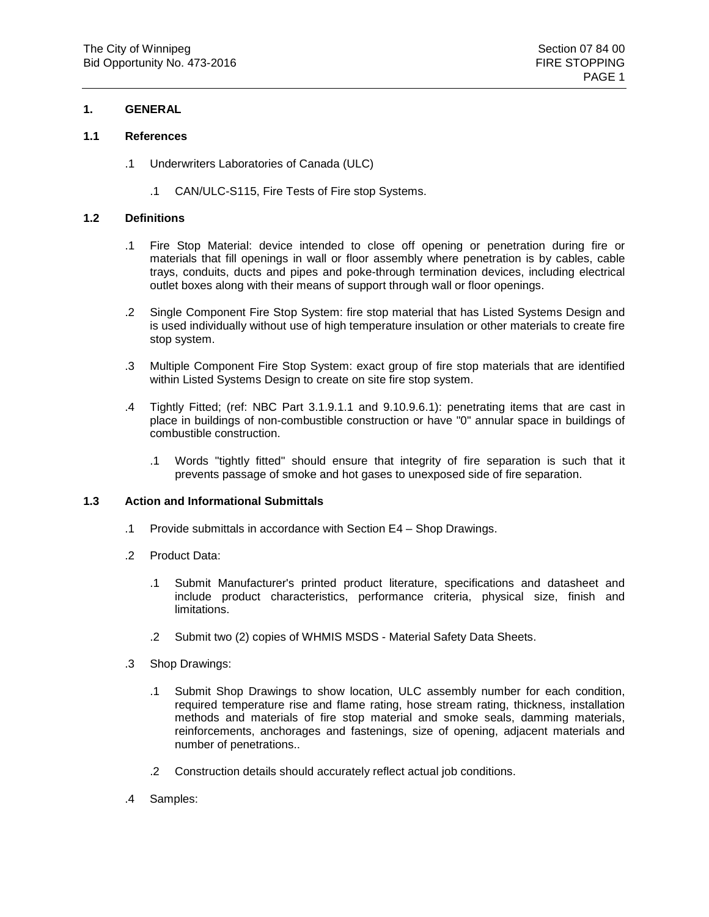## 1. GENERAL

### 1.1 References

.1 Underwriters Laboratories of Canada (ULC)

  .1 CAN/ULC-S115, Fire Tests of Fire stop Systems.

### 1.2 Definitions

.1 Fire Stop Material: device intended to close off opening or penetration during fire or materials that fill openings in wall or floor assembly where penetration is by cables, cable trays, conduits, ducts and pipes and poke-through termination devices, including electrical outlet boxes along with their means of support through wall or floor openings.

.2 Single Component Fire Stop System: fire stop material that has Listed Systems Design and is used individually without use of high temperature insulation or other materials to create fire stop system.

.3 Multiple Component Fire Stop System: exact group of fire stop materials that are identified within Listed Systems Design to create on site fire stop system.

.4 Tightly Fitted; (ref: NBC Part 3.1.9.1.1 and 9.10.9.6.1): penetrating items that are cast in place in buildings of non-combustible construction or have "0" annular space in buildings of combustible construction.

  .1 Words "tightly fitted" should ensure that integrity of fire separation is such that it prevents passage of smoke and hot gases to unexposed side of fire separation.

### 1.3 Action and Informational Submittals

.1 Provide submittals in accordance with Section E4 – Shop Drawings.

.2 Product Data:

  .1 Submit Manufacturer's printed product literature, specifications and datasheet and include product characteristics, performance criteria, physical size, finish and limitations.

  .2 Submit two (2) copies of WHMIS MSDS - Material Safety Data Sheets.

.3 Shop Drawings:

  .1 Submit Shop Drawings to show location, ULC assembly number for each condition, required temperature rise and flame rating, hose stream rating, thickness, installation methods and materials of fire stop material and smoke seals, damming materials, reinforcements, anchorages and fastenings, size of opening, adjacent materials and number of penetrations..

  .2 Construction details should accurately reflect actual job conditions.

.4 Samples: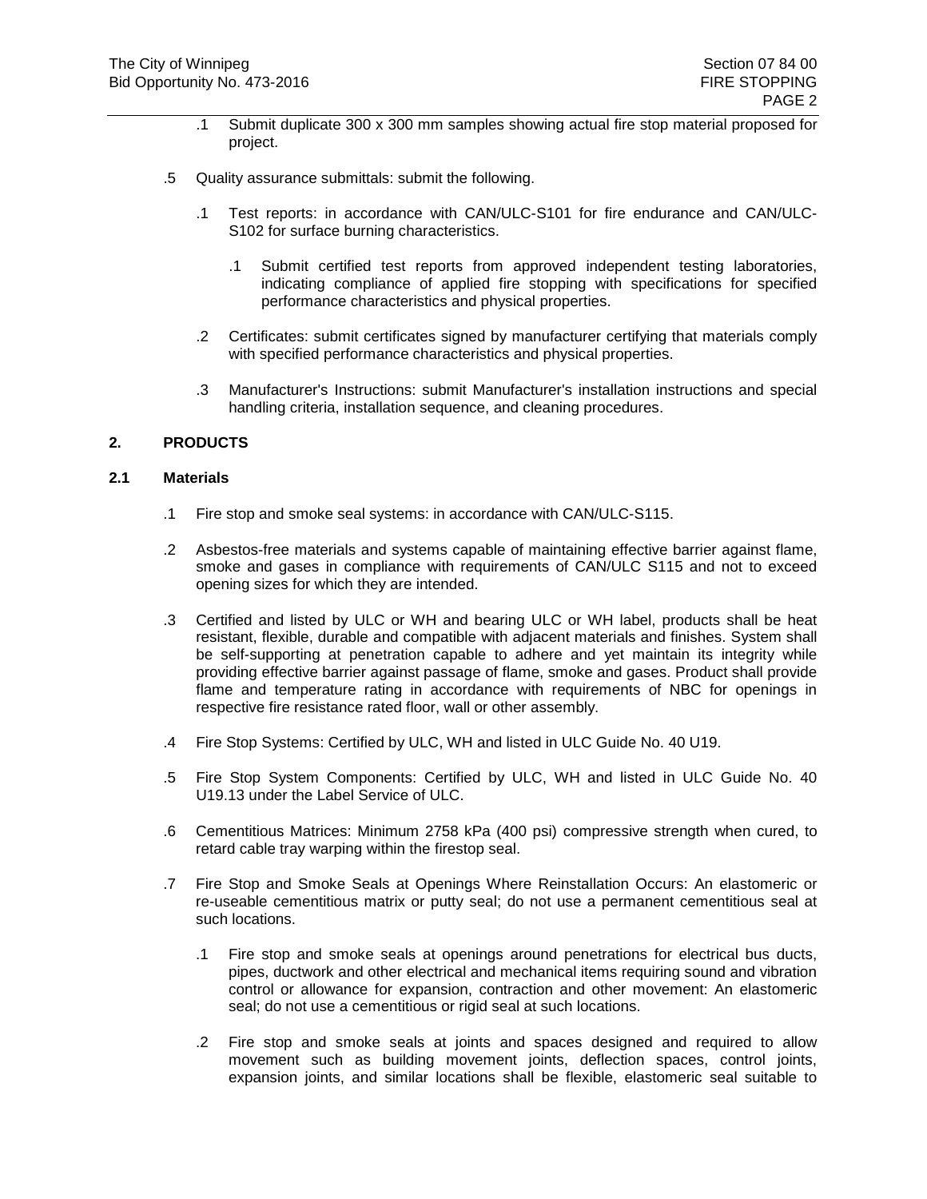.1 Submit duplicate 300 x 300 mm samples showing actual fire stop material proposed for project.

.5 Quality assurance submittals: submit the following.

.1 Test reports: in accordance with CAN/ULC-S101 for fire endurance and CAN/ULC-S102 for surface burning characteristics.

.1 Submit certified test reports from approved independent testing laboratories, indicating compliance of applied fire stopping with specifications for specified performance characteristics and physical properties.

.2 Certificates: submit certificates signed by manufacturer certifying that materials comply with specified performance characteristics and physical properties.

.3 Manufacturer's Instructions: submit Manufacturer's installation instructions and special handling criteria, installation sequence, and cleaning procedures.

## 2. PRODUCTS

### 2.1 Materials

.1 Fire stop and smoke seal systems: in accordance with CAN/ULC-S115.

.2 Asbestos-free materials and systems capable of maintaining effective barrier against flame, smoke and gases in compliance with requirements of CAN/ULC S115 and not to exceed opening sizes for which they are intended.

.3 Certified and listed by ULC or WH and bearing ULC or WH label, products shall be heat resistant, flexible, durable and compatible with adjacent materials and finishes. System shall be self-supporting at penetration capable to adhere and yet maintain its integrity while providing effective barrier against passage of flame, smoke and gases. Product shall provide flame and temperature rating in accordance with requirements of NBC for openings in respective fire resistance rated floor, wall or other assembly.

.4 Fire Stop Systems: Certified by ULC, WH and listed in ULC Guide No. 40 U19.

.5 Fire Stop System Components: Certified by ULC, WH and listed in ULC Guide No. 40 U19.13 under the Label Service of ULC.

.6 Cementitious Matrices: Minimum 2758 kPa (400 psi) compressive strength when cured, to retard cable tray warping within the firestop seal.

.7 Fire Stop and Smoke Seals at Openings Where Reinstallation Occurs: An elastomeric or re-useable cementitious matrix or putty seal; do not use a permanent cementitious seal at such locations.

.1 Fire stop and smoke seals at openings around penetrations for electrical bus ducts, pipes, ductwork and other electrical and mechanical items requiring sound and vibration control or allowance for expansion, contraction and other movement: An elastomeric seal; do not use a cementitious or rigid seal at such locations.

.2 Fire stop and smoke seals at joints and spaces designed and required to allow movement such as building movement joints, deflection spaces, control joints, expansion joints, and similar locations shall be flexible, elastomeric seal suitable to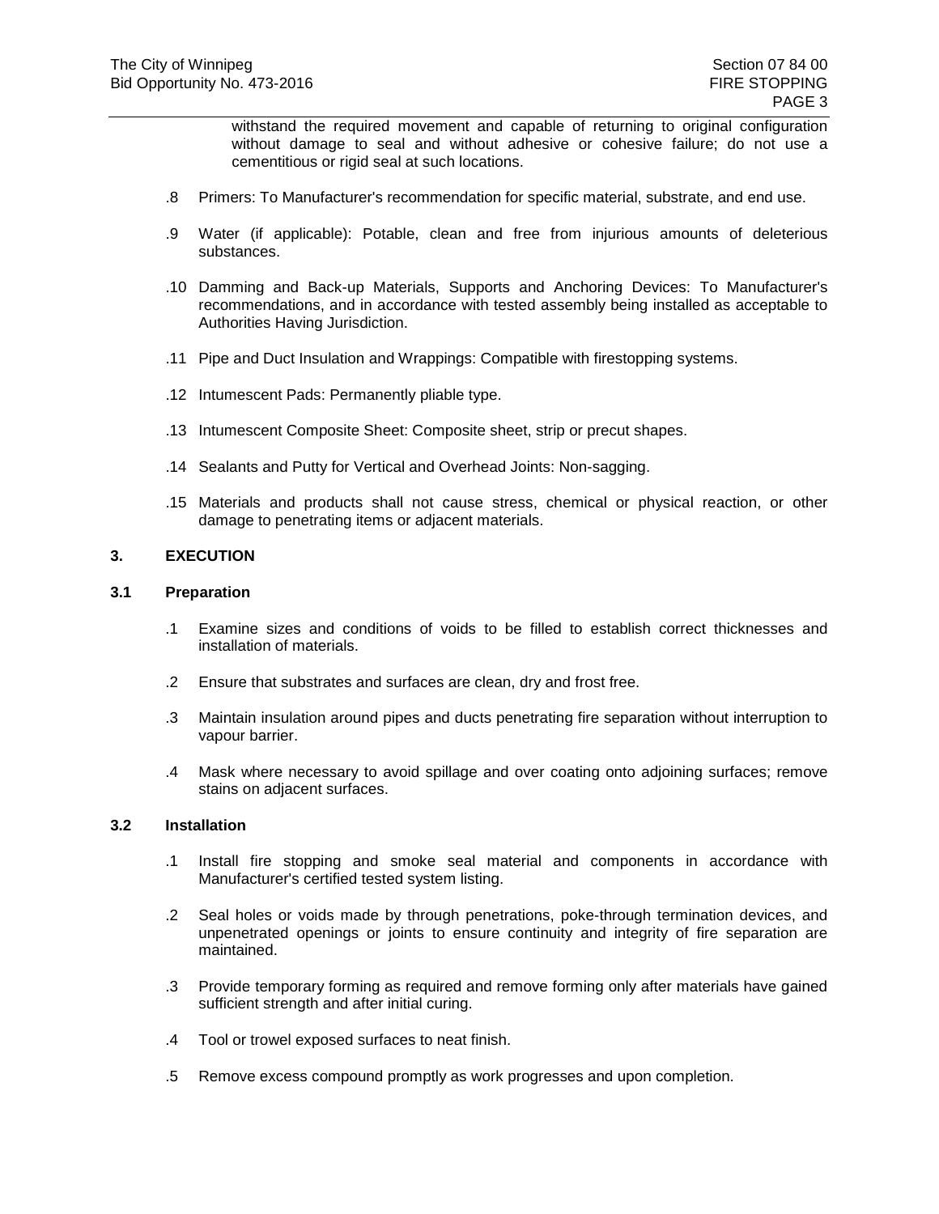withstand the required movement and capable of returning to original configuration without damage to seal and without adhesive or cohesive failure; do not use a cementitious or rigid seal at such locations.

.8 Primers: To Manufacturer's recommendation for specific material, substrate, and end use.

.9 Water (if applicable): Potable, clean and free from injurious amounts of deleterious substances.

.10 Damming and Back-up Materials, Supports and Anchoring Devices: To Manufacturer's recommendations, and in accordance with tested assembly being installed as acceptable to Authorities Having Jurisdiction.

.11 Pipe and Duct Insulation and Wrappings: Compatible with firestopping systems.

.12 Intumescent Pads: Permanently pliable type.

.13 Intumescent Composite Sheet: Composite sheet, strip or precut shapes.

.14 Sealants and Putty for Vertical and Overhead Joints: Non-sagging.

.15 Materials and products shall not cause stress, chemical or physical reaction, or other damage to penetrating items or adjacent materials.

## 3. EXECUTION

### 3.1 Preparation

.1 Examine sizes and conditions of voids to be filled to establish correct thicknesses and installation of materials.

.2 Ensure that substrates and surfaces are clean, dry and frost free.

.3 Maintain insulation around pipes and ducts penetrating fire separation without interruption to vapour barrier.

.4 Mask where necessary to avoid spillage and over coating onto adjoining surfaces; remove stains on adjacent surfaces.

### 3.2 Installation

.1 Install fire stopping and smoke seal material and components in accordance with Manufacturer's certified tested system listing.

.2 Seal holes or voids made by through penetrations, poke-through termination devices, and unpenetrated openings or joints to ensure continuity and integrity of fire separation are maintained.

.3 Provide temporary forming as required and remove forming only after materials have gained sufficient strength and after initial curing.

.4 Tool or trowel exposed surfaces to neat finish.

.5 Remove excess compound promptly as work progresses and upon completion.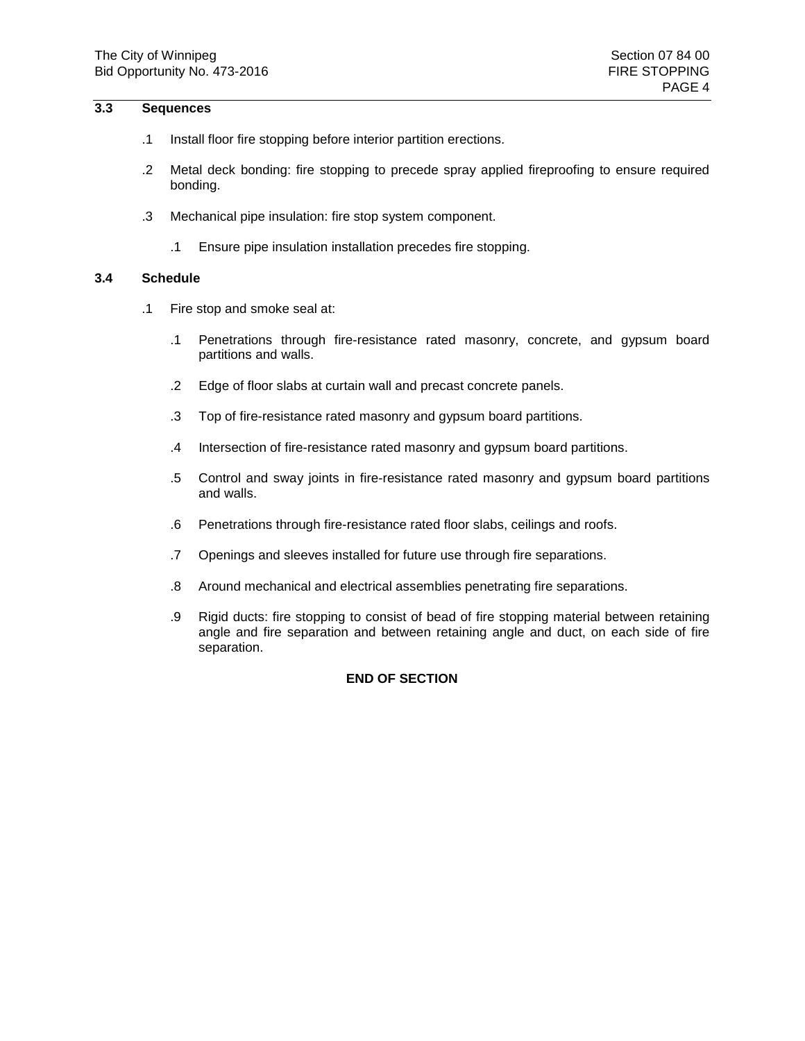## 3.3 Sequences

.1 Install floor fire stopping before interior partition erections.

.2 Metal deck bonding: fire stopping to precede spray applied fireproofing to ensure required bonding.

.3 Mechanical pipe insulation: fire stop system component.

  .1 Ensure pipe insulation installation precedes fire stopping.

## 3.4 Schedule

.1 Fire stop and smoke seal at:

  .1 Penetrations through fire-resistance rated masonry, concrete, and gypsum board partitions and walls.

  .2 Edge of floor slabs at curtain wall and precast concrete panels.

  .3 Top of fire-resistance rated masonry and gypsum board partitions.

  .4 Intersection of fire-resistance rated masonry and gypsum board partitions.

  .5 Control and sway joints in fire-resistance rated masonry and gypsum board partitions and walls.

  .6 Penetrations through fire-resistance rated floor slabs, ceilings and roofs.

  .7 Openings and sleeves installed for future use through fire separations.

  .8 Around mechanical and electrical assemblies penetrating fire separations.

  .9 Rigid ducts: fire stopping to consist of bead of fire stopping material between retaining angle and fire separation and between retaining angle and duct, on each side of fire separation.

**END OF SECTION**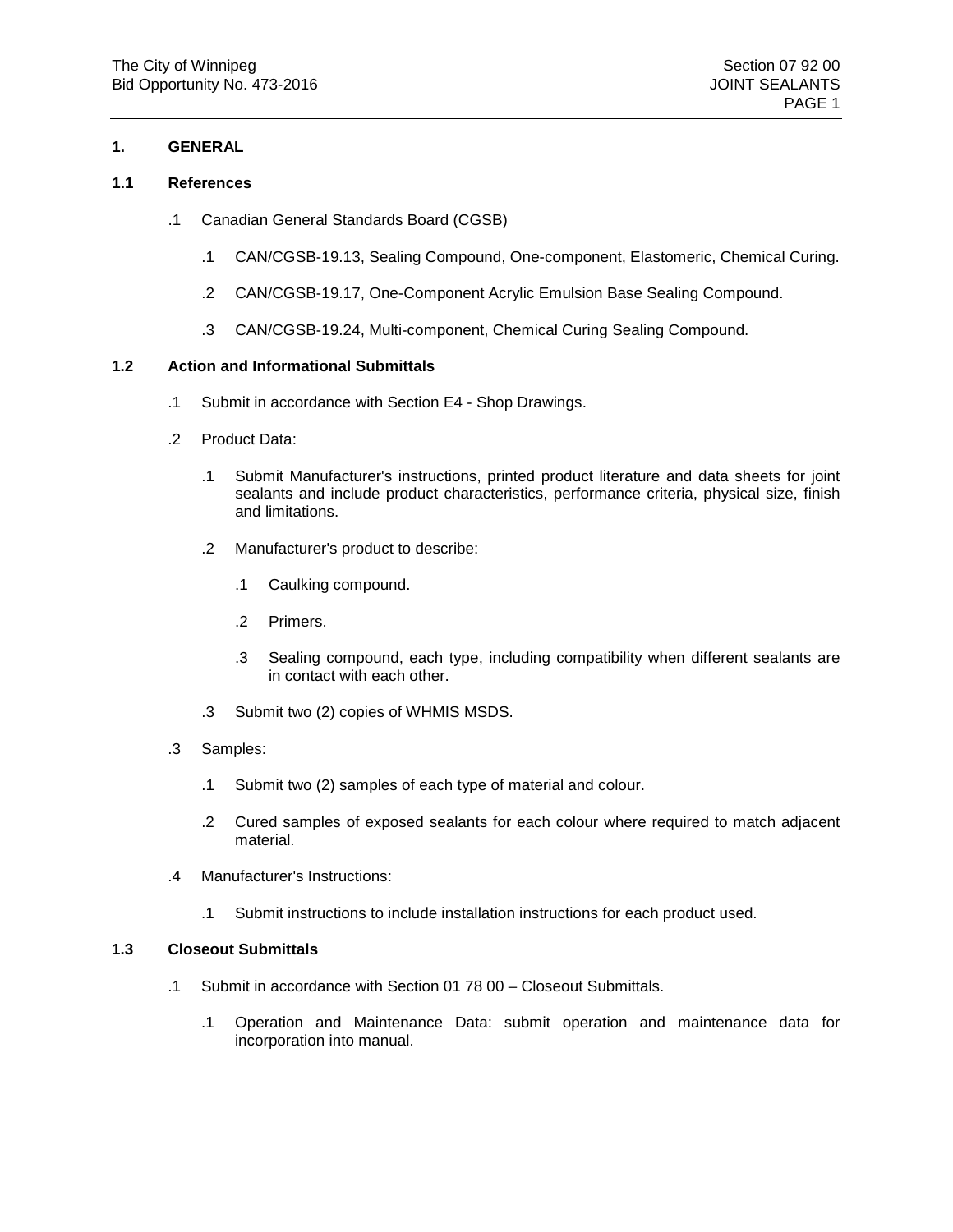## 1. GENERAL

### 1.1 References

.1 Canadian General Standards Board (CGSB)

   .1 CAN/CGSB-19.13, Sealing Compound, One-component, Elastomeric, Chemical Curing.

   .2 CAN/CGSB-19.17, One-Component Acrylic Emulsion Base Sealing Compound.

   .3 CAN/CGSB-19.24, Multi-component, Chemical Curing Sealing Compound.

### 1.2 Action and Informational Submittals

.1 Submit in accordance with Section E4 - Shop Drawings.

.2 Product Data:

   .1 Submit Manufacturer's instructions, printed product literature and data sheets for joint sealants and include product characteristics, performance criteria, physical size, finish and limitations.

   .2 Manufacturer's product to describe:

      .1 Caulking compound.

      .2 Primers.

      .3 Sealing compound, each type, including compatibility when different sealants are in contact with each other.

   .3 Submit two (2) copies of WHMIS MSDS.

.3 Samples:

   .1 Submit two (2) samples of each type of material and colour.

   .2 Cured samples of exposed sealants for each colour where required to match adjacent material.

.4 Manufacturer's Instructions:

   .1 Submit instructions to include installation instructions for each product used.

### 1.3 Closeout Submittals

.1 Submit in accordance with Section 01 78 00 – Closeout Submittals.

   .1 Operation and Maintenance Data: submit operation and maintenance data for incorporation into manual.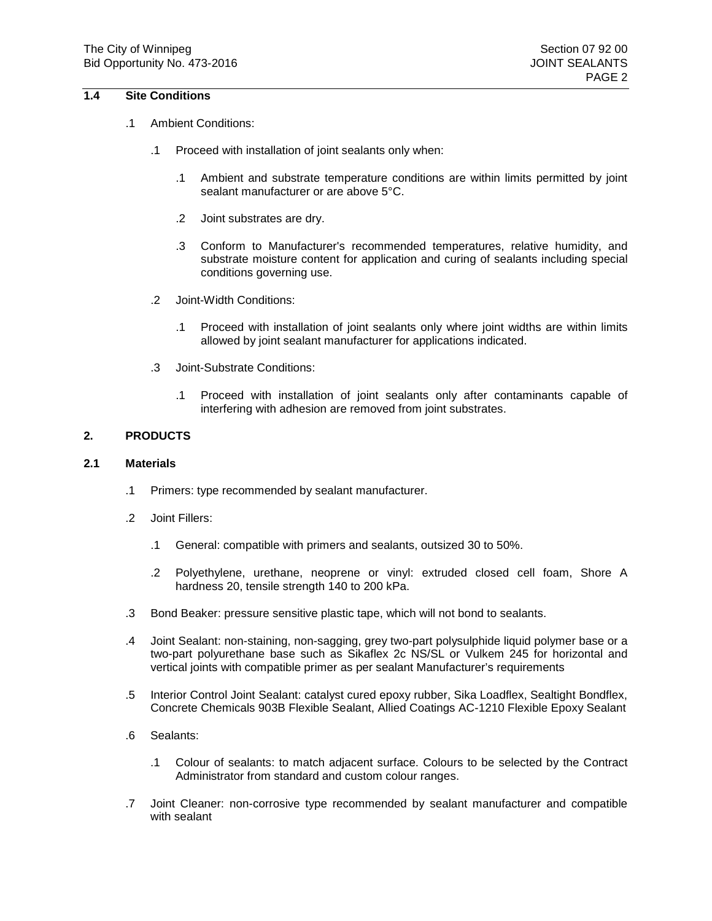## 1.4 Site Conditions

.1 Ambient Conditions:

.1 Proceed with installation of joint sealants only when:

.1 Ambient and substrate temperature conditions are within limits permitted by joint sealant manufacturer or are above 5°C.

.2 Joint substrates are dry.

.3 Conform to Manufacturer's recommended temperatures, relative humidity, and substrate moisture content for application and curing of sealants including special conditions governing use.

.2 Joint-Width Conditions:

.1 Proceed with installation of joint sealants only where joint widths are within limits allowed by joint sealant manufacturer for applications indicated.

.3 Joint-Substrate Conditions:

.1 Proceed with installation of joint sealants only after contaminants capable of interfering with adhesion are removed from joint substrates.

# 2. PRODUCTS

## 2.1 Materials

.1 Primers: type recommended by sealant manufacturer.

.2 Joint Fillers:

.1 General: compatible with primers and sealants, outsized 30 to 50%.

.2 Polyethylene, urethane, neoprene or vinyl: extruded closed cell foam, Shore A hardness 20, tensile strength 140 to 200 kPa.

.3 Bond Beaker: pressure sensitive plastic tape, which will not bond to sealants.

.4 Joint Sealant: non-staining, non-sagging, grey two-part polysulphide liquid polymer base or a two-part polyurethane base such as Sikaflex 2c NS/SL or Vulkem 245 for horizontal and vertical joints with compatible primer as per sealant Manufacturer's requirements

.5 Interior Control Joint Sealant: catalyst cured epoxy rubber, Sika Loadflex, Sealtight Bondflex, Concrete Chemicals 903B Flexible Sealant, Allied Coatings AC-1210 Flexible Epoxy Sealant

.6 Sealants:

.1 Colour of sealants: to match adjacent surface. Colours to be selected by the Contract Administrator from standard and custom colour ranges.

.7 Joint Cleaner: non-corrosive type recommended by sealant manufacturer and compatible with sealant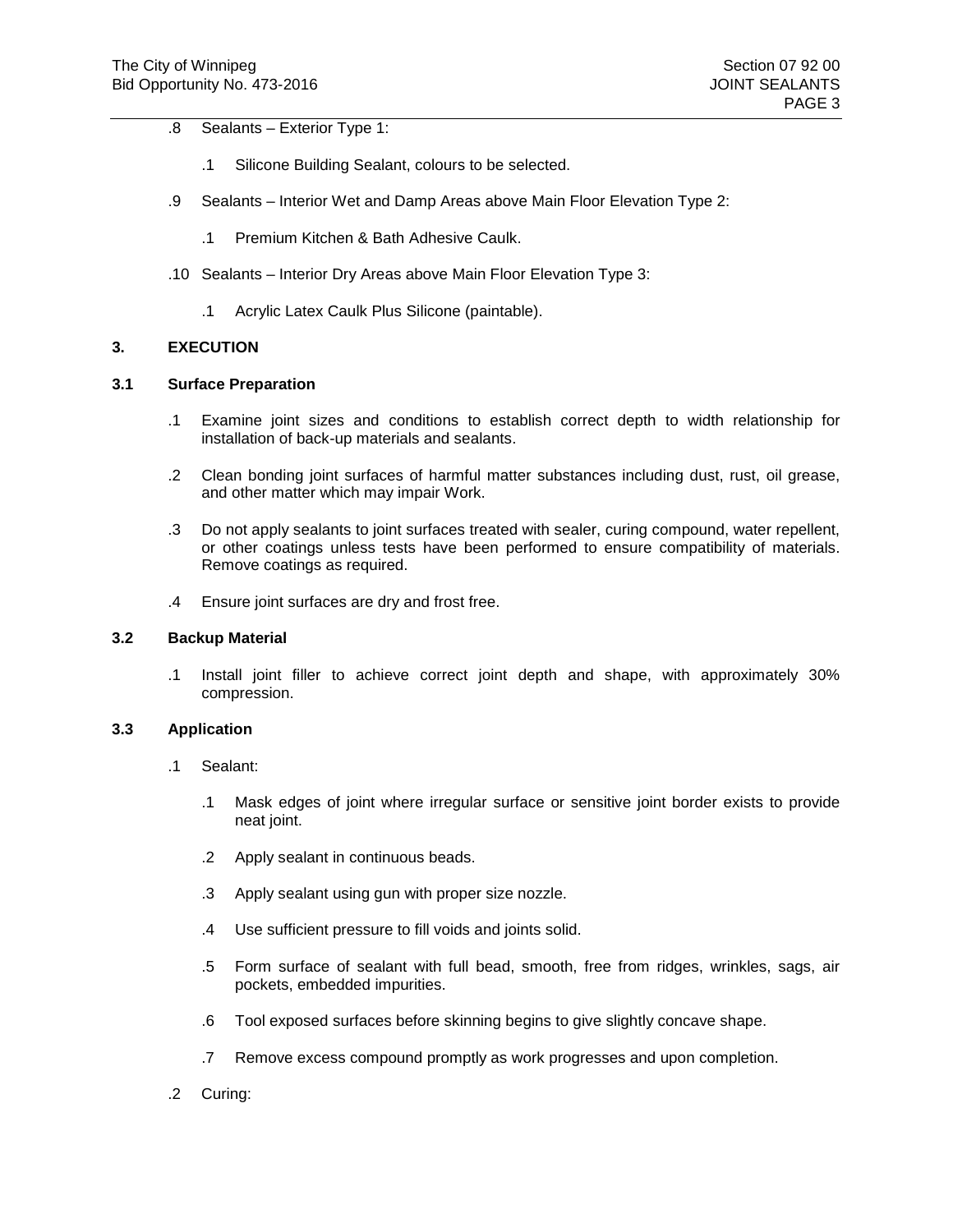.8 Sealants – Exterior Type 1:

   .1 Silicone Building Sealant, colours to be selected.

.9 Sealants – Interior Wet and Damp Areas above Main Floor Elevation Type 2:

   .1 Premium Kitchen & Bath Adhesive Caulk.

.10 Sealants – Interior Dry Areas above Main Floor Elevation Type 3:

   .1 Acrylic Latex Caulk Plus Silicone (paintable).

## 3. EXECUTION

### 3.1 Surface Preparation

.1 Examine joint sizes and conditions to establish correct depth to width relationship for installation of back-up materials and sealants.

.2 Clean bonding joint surfaces of harmful matter substances including dust, rust, oil grease, and other matter which may impair Work.

.3 Do not apply sealants to joint surfaces treated with sealer, curing compound, water repellent, or other coatings unless tests have been performed to ensure compatibility of materials. Remove coatings as required.

.4 Ensure joint surfaces are dry and frost free.

### 3.2 Backup Material

.1 Install joint filler to achieve correct joint depth and shape, with approximately 30% compression.

### 3.3 Application

.1 Sealant:

   .1 Mask edges of joint where irregular surface or sensitive joint border exists to provide neat joint.

   .2 Apply sealant in continuous beads.

   .3 Apply sealant using gun with proper size nozzle.

   .4 Use sufficient pressure to fill voids and joints solid.

   .5 Form surface of sealant with full bead, smooth, free from ridges, wrinkles, sags, air pockets, embedded impurities.

   .6 Tool exposed surfaces before skinning begins to give slightly concave shape.

   .7 Remove excess compound promptly as work progresses and upon completion.

.2 Curing: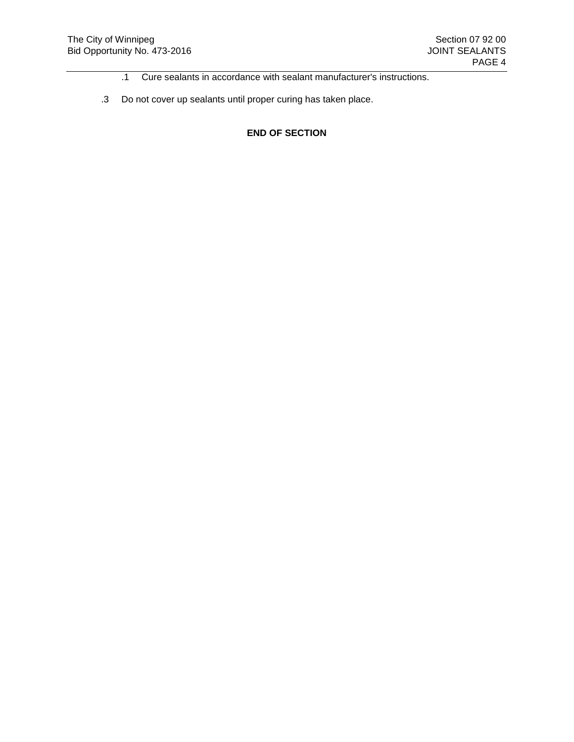.1 Cure sealants in accordance with sealant manufacturer's instructions.

.3 Do not cover up sealants until proper curing has taken place.

**END OF SECTION**